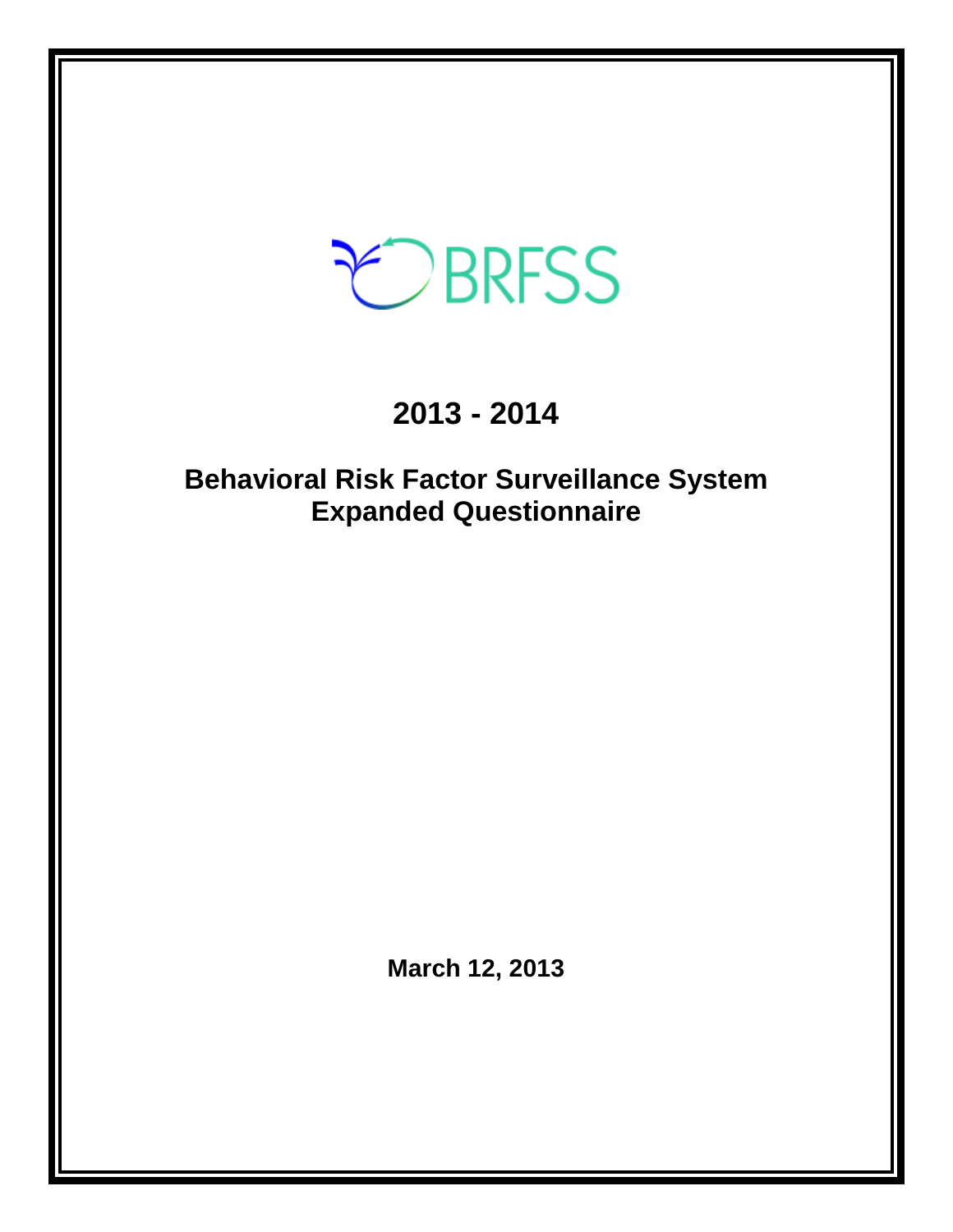BRFSS

# 2013 - 2014

## Behavioral Risk Factor Surveillance System Expanded Questionnaire

**March 12, 2013**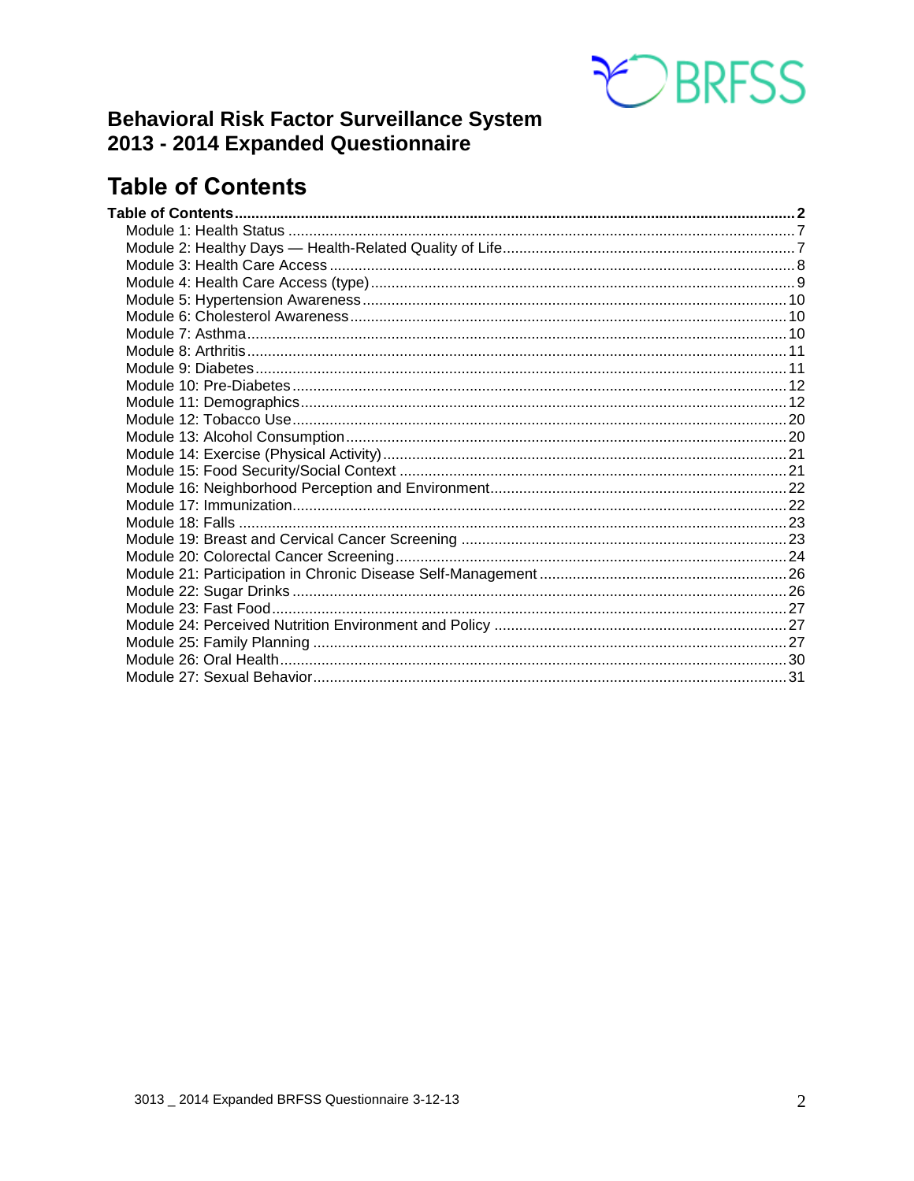**Behavioral Risk Factor Surveillance System**
**2013 - 2014 Expanded Questionnaire**

# Table of Contents

**Table of Contents** ........ **2**
- Module 1: Health Status ........ 7
- Module 2: Healthy Days — Health-Related Quality of Life ........ 7
- Module 3: Health Care Access ........ 8
- Module 4: Health Care Access (type) ........ 9
- Module 5: Hypertension Awareness ........ 10
- Module 6: Cholesterol Awareness ........ 10
- Module 7: Asthma ........ 10
- Module 8: Arthritis ........ 11
- Module 9: Diabetes ........ 11
- Module 10: Pre-Diabetes ........ 12
- Module 11: Demographics ........ 12
- Module 12: Tobacco Use ........ 20
- Module 13: Alcohol Consumption ........ 20
- Module 14: Exercise (Physical Activity) ........ 21
- Module 15: Food Security/Social Context ........ 21
- Module 16: Neighborhood Perception and Environment ........ 22
- Module 17: Immunization ........ 22
- Module 18: Falls ........ 23
- Module 19: Breast and Cervical Cancer Screening ........ 23
- Module 20: Colorectal Cancer Screening ........ 24
- Module 21: Participation in Chronic Disease Self-Management ........ 26
- Module 22: Sugar Drinks ........ 26
- Module 23: Fast Food ........ 27
- Module 24: Perceived Nutrition Environment and Policy ........ 27
- Module 25: Family Planning ........ 27
- Module 26: Oral Health ........ 30
- Module 27: Sexual Behavior ........ 31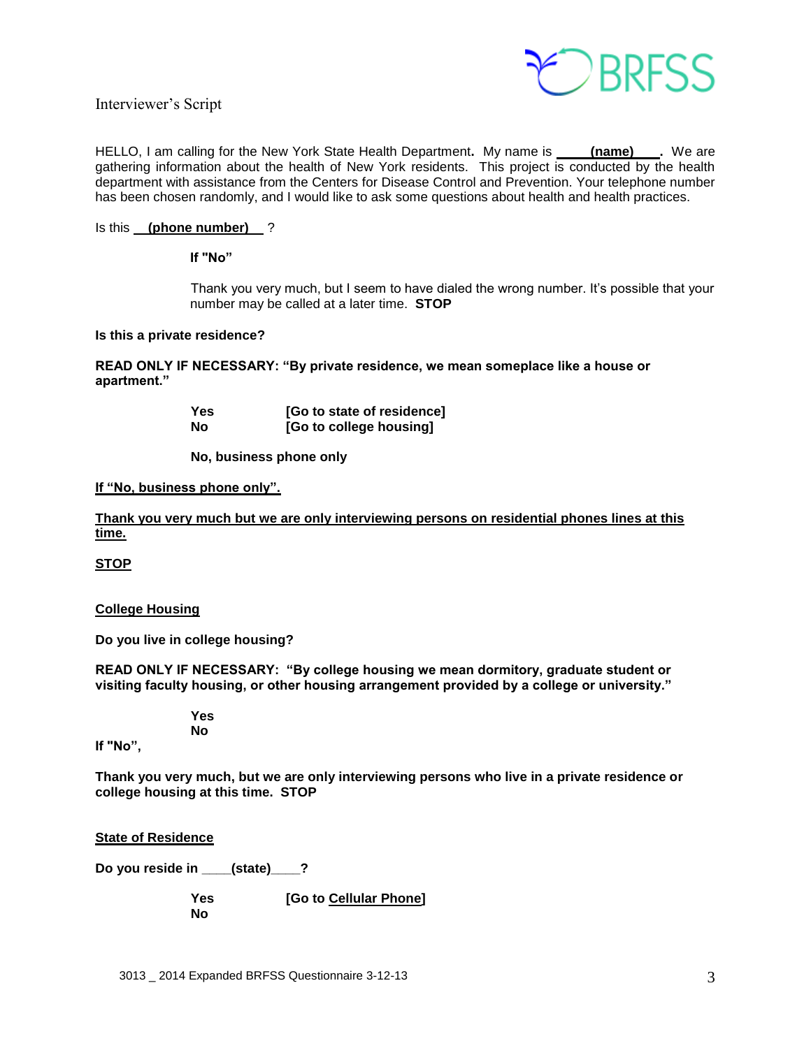Interviewer's Script

HELLO, I am calling for the New York State Health Department**.** My name is **(name)**. We are gathering information about the health of New York residents. This project is conducted by the health department with assistance from the Centers for Disease Control and Prevention. Your telephone number has been chosen randomly, and I would like to ask some questions about health and health practices.

Is this **(phone number)** ?

**If "No"**

Thank you very much, but I seem to have dialed the wrong number. It's possible that your number may be called at a later time. **STOP**

**Is this a private residence?**

**READ ONLY IF NECESSARY: "By private residence, we mean someplace like a house or apartment."**

**Yes** [Go to state of residence]
**No** [Go to college housing]

**No, business phone only**

**If "No, business phone only".**

**Thank you very much but we are only interviewing persons on residential phones lines at this time.**

**STOP**

**College Housing**

**Do you live in college housing?**

**READ ONLY IF NECESSARY: "By college housing we mean dormitory, graduate student or visiting faculty housing, or other housing arrangement provided by a college or university."**

**Yes**
**No**

**If "No",**

**Thank you very much, but we are only interviewing persons who live in a private residence or college housing at this time. STOP**

**State of Residence**

**Do you reside in ____(state)____?**

**Yes** [Go to Cellular Phone]
**No**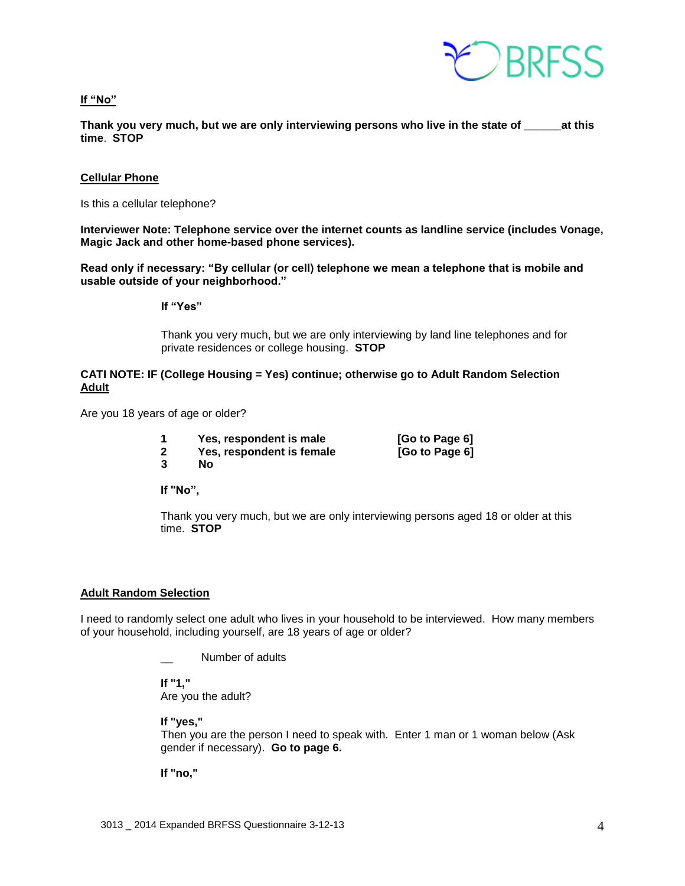**If "No"**

**Thank you very much, but we are only interviewing persons who live in the state of ______at this time. STOP**

**Cellular Phone**

Is this a cellular telephone?

**Interviewer Note: Telephone service over the internet counts as landline service (includes Vonage, Magic Jack and other home-based phone services).**

**Read only if necessary: "By cellular (or cell) telephone we mean a telephone that is mobile and usable outside of your neighborhood."**

**If "Yes"**

Thank you very much, but we are only interviewing by land line telephones and for private residences or college housing. **STOP**

**CATI NOTE: IF (College Housing = Yes) continue; otherwise go to Adult Random Selection**

**Adult**

Are you 18 years of age or older?

| | | |
|---|---|---|
| **1** | **Yes, respondent is male** | **[Go to Page 6]** |
| **2** | **Yes, respondent is female** | **[Go to Page 6]** |
| **3** | **No** | |

**If "No",**

Thank you very much, but we are only interviewing persons aged 18 or older at this time. **STOP**

**Adult Random Selection**

I need to randomly select one adult who lives in your household to be interviewed. How many members of your household, including yourself, are 18 years of age or older?

__ Number of adults

**If "1,"**
Are you the adult?

**If "yes,"**
Then you are the person I need to speak with. Enter 1 man or 1 woman below (Ask gender if necessary). **Go to page 6.**

**If "no,"**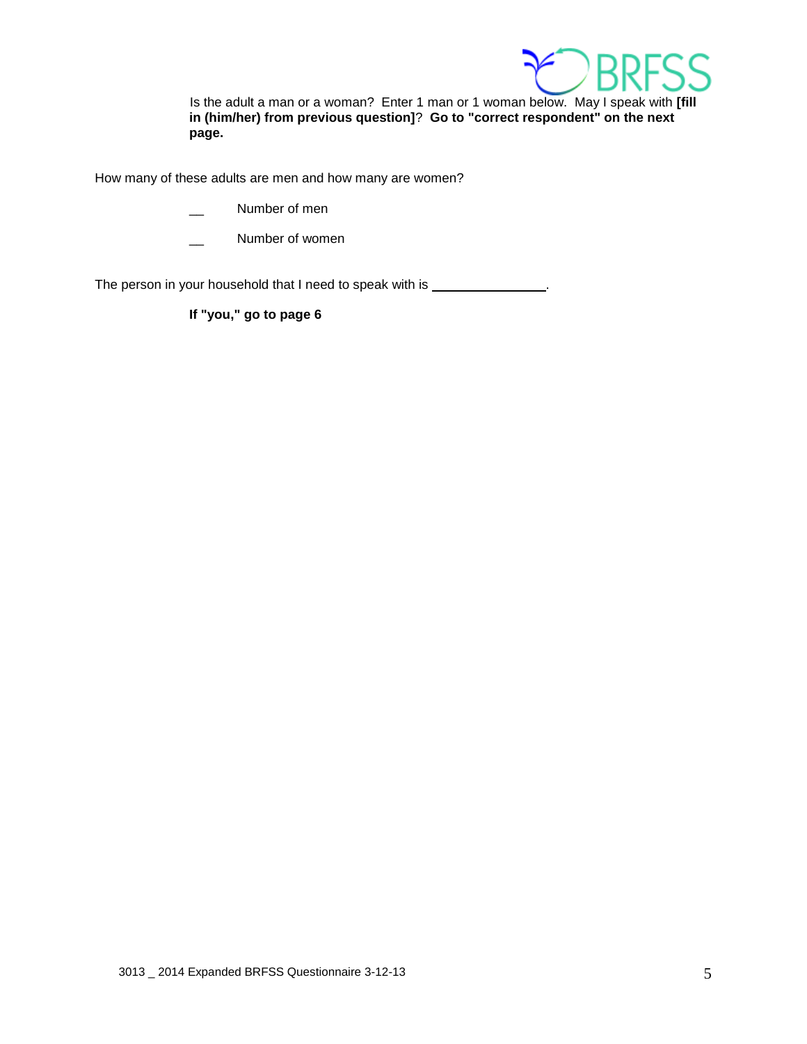Is the adult a man or a woman? Enter 1 man or 1 woman below. May I speak with **[fill in (him/her) from previous question]**? **Go to "correct respondent" on the next page.**

How many of these adults are men and how many are women?

__ Number of men

__ Number of women

The person in your household that I need to speak with is ________________.

**If "you," go to page 6**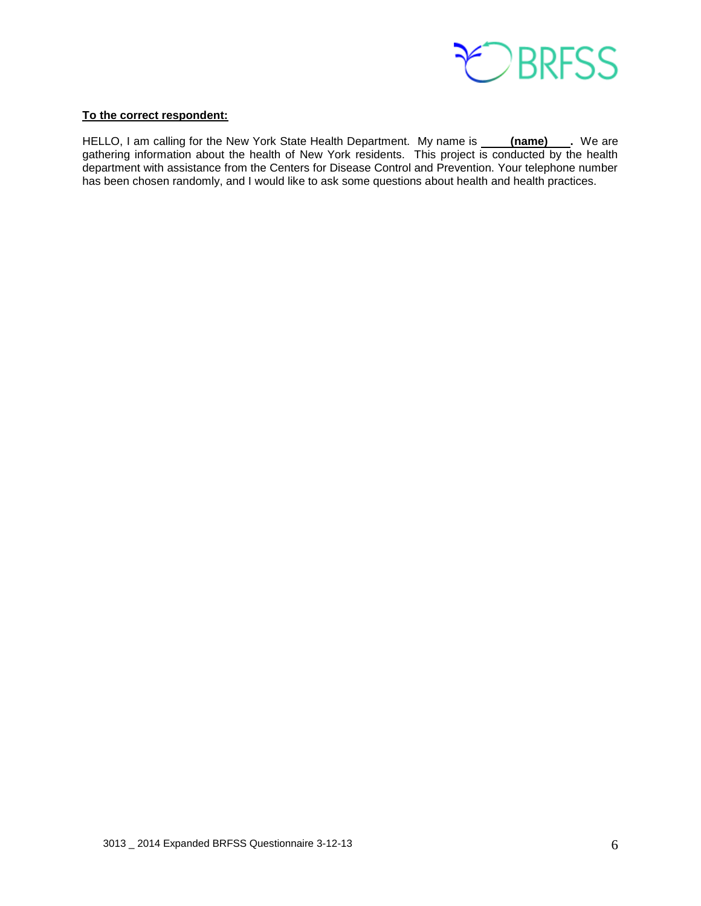**To the correct respondent:**

HELLO, I am calling for the New York State Health Department. My name is **(name)**. We are gathering information about the health of New York residents. This project is conducted by the health department with assistance from the Centers for Disease Control and Prevention. Your telephone number has been chosen randomly, and I would like to ask some questions about health and health practices.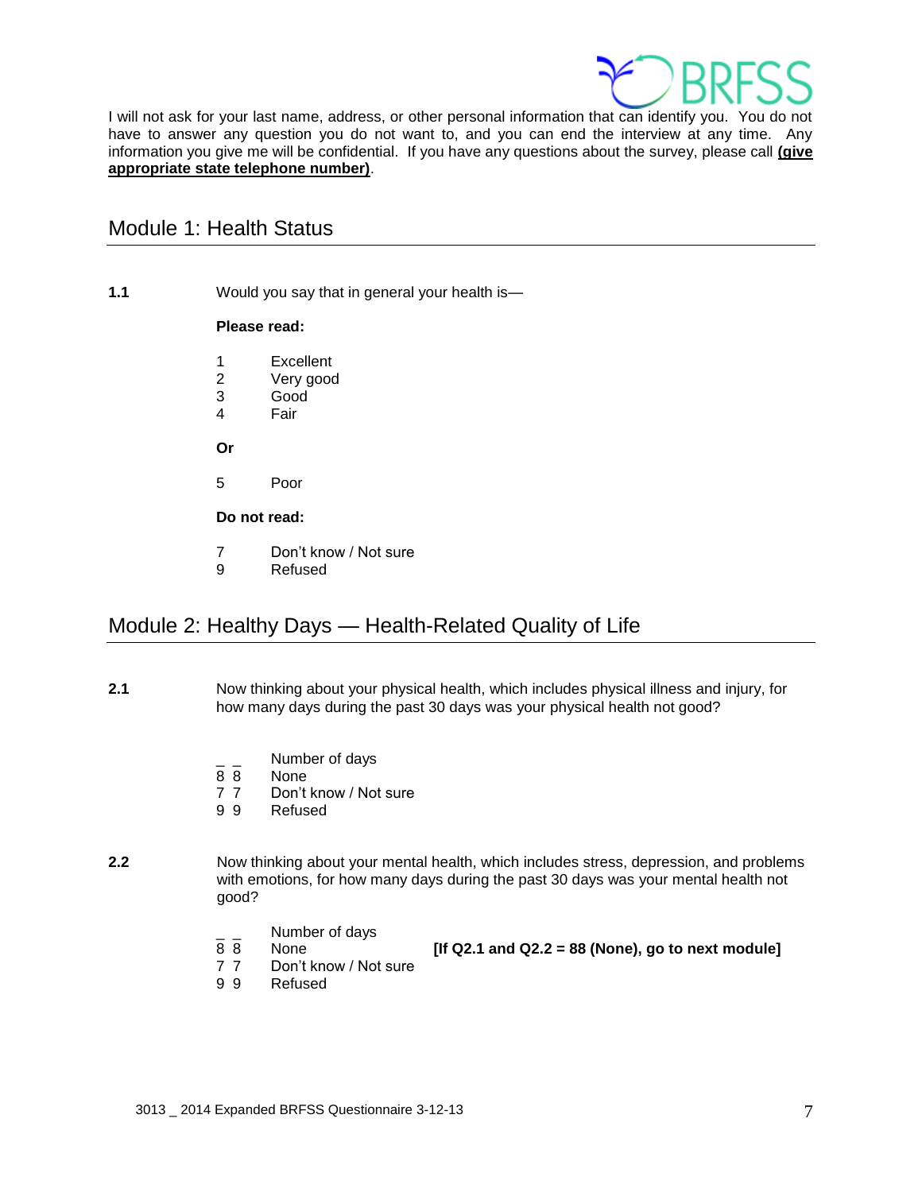I will not ask for your last name, address, or other personal information that can identify you. You do not have to answer any question you do not want to, and you can end the interview at any time. Any information you give me will be confidential. If you have any questions about the survey, please call **(give appropriate state telephone number)**.

## Module 1: Health Status

**1.1** Would you say that in general your health is—

**Please read:**

1 Excellent
2 Very good
3 Good
4 Fair

**Or**

5 Poor

**Do not read:**

7 Don't know / Not sure
9 Refused

## Module 2: Healthy Days — Health-Related Quality of Life

**2.1** Now thinking about your physical health, which includes physical illness and injury, for how many days during the past 30 days was your physical health not good?

_ _ Number of days
8 8 None
7 7 Don't know / Not sure
9 9 Refused

**2.2** Now thinking about your mental health, which includes stress, depression, and problems with emotions, for how many days during the past 30 days was your mental health not good?

_ _ Number of days
8 8 None **[If Q2.1 and Q2.2 = 88 (None), go to next module]**
7 7 Don't know / Not sure
9 9 Refused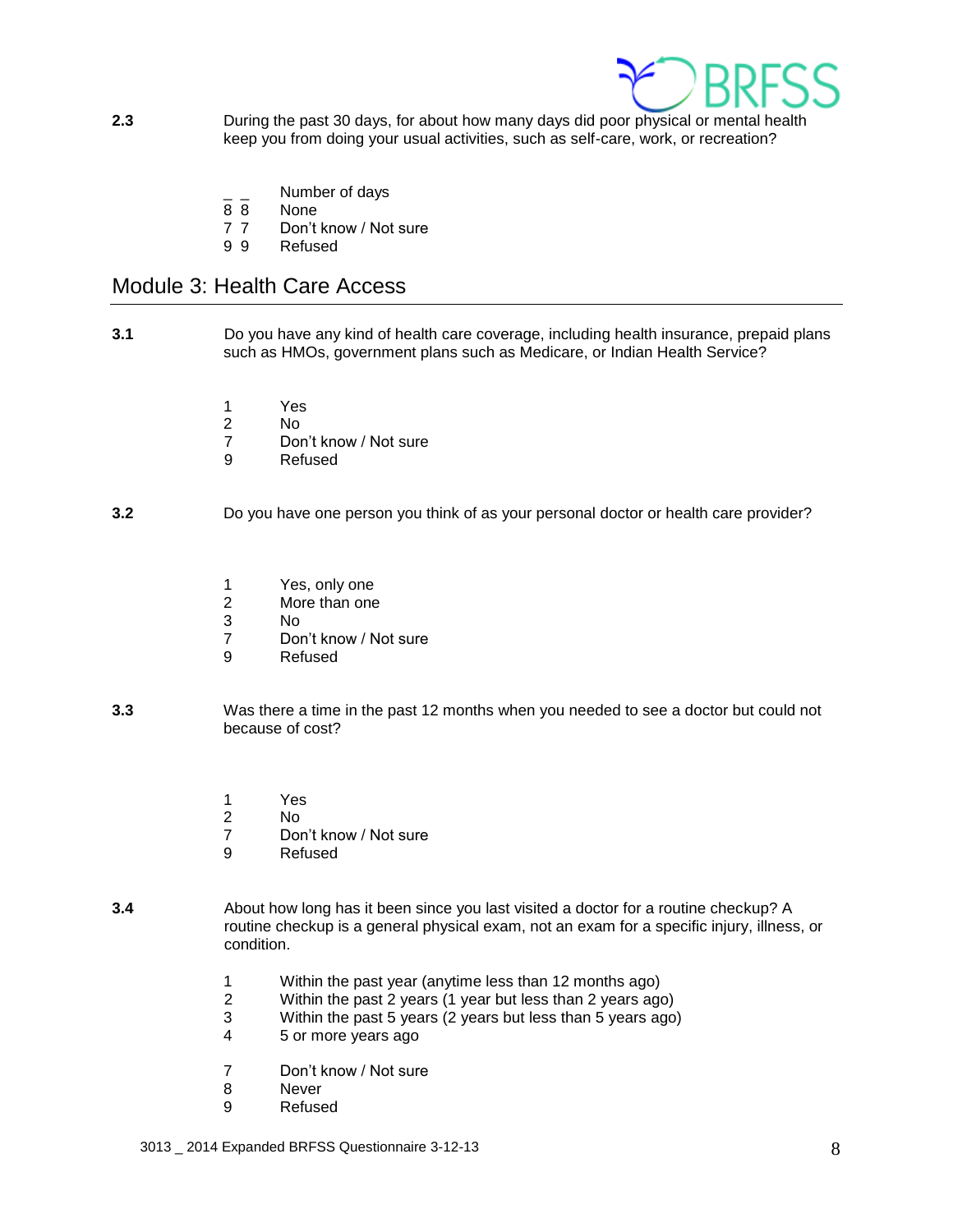**2.3** During the past 30 days, for about how many days did poor physical or mental health keep you from doing your usual activities, such as self-care, work, or recreation?

_ _ Number of days
8 8 None
7 7 Don't know / Not sure
9 9 Refused

## Module 3: Health Care Access

**3.1** Do you have any kind of health care coverage, including health insurance, prepaid plans such as HMOs, government plans such as Medicare, or Indian Health Service?

1 Yes
2 No
7 Don't know / Not sure
9 Refused

**3.2** Do you have one person you think of as your personal doctor or health care provider?

1 Yes, only one
2 More than one
3 No
7 Don't know / Not sure
9 Refused

**3.3** Was there a time in the past 12 months when you needed to see a doctor but could not because of cost?

1 Yes
2 No
7 Don't know / Not sure
9 Refused

**3.4** About how long has it been since you last visited a doctor for a routine checkup? A routine checkup is a general physical exam, not an exam for a specific injury, illness, or condition.

1 Within the past year (anytime less than 12 months ago)
2 Within the past 2 years (1 year but less than 2 years ago)
3 Within the past 5 years (2 years but less than 5 years ago)
4 5 or more years ago

7 Don't know / Not sure
8 Never
9 Refused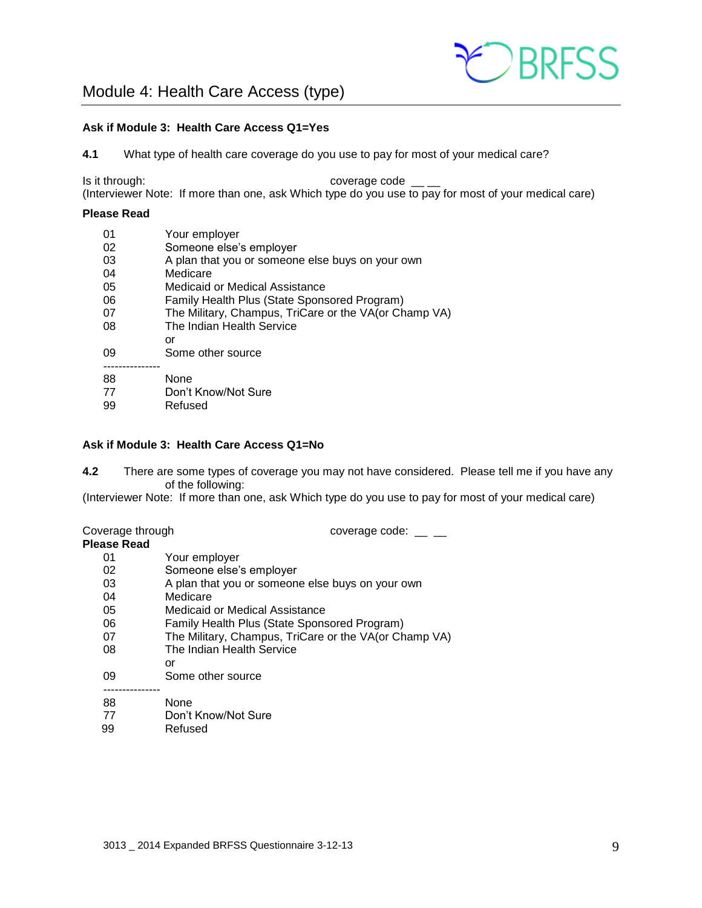# Module 4: Health Care Access (type)

**Ask if Module 3: Health Care Access Q1=Yes**

**4.1** What type of health care coverage do you use to pay for most of your medical care?

Is it through: coverage code __ __
(Interviewer Note: If more than one, ask Which type do you use to pay for most of your medical care)

**Please Read**

01 Your employer
02 Someone else's employer
03 A plan that you or someone else buys on your own
04 Medicare
05 Medicaid or Medical Assistance
06 Family Health Plus (State Sponsored Program)
07 The Military, Champus, TriCare or the VA(or Champ VA)
08 The Indian Health Service
or
09 Some other source

---------------

88 None
77 Don't Know/Not Sure
99 Refused

**Ask if Module 3: Health Care Access Q1=No**

**4.2** There are some types of coverage you may not have considered. Please tell me if you have any of the following:
(Interviewer Note: If more than one, ask Which type do you use to pay for most of your medical care)

Coverage through coverage code: __ __
**Please Read**

01 Your employer
02 Someone else's employer
03 A plan that you or someone else buys on your own
04 Medicare
05 Medicaid or Medical Assistance
06 Family Health Plus (State Sponsored Program)
07 The Military, Champus, TriCare or the VA(or Champ VA)
08 The Indian Health Service
or
09 Some other source

---------------

88 None
77 Don't Know/Not Sure
99 Refused

3013 _ 2014 Expanded BRFSS Questionnaire 3-12-13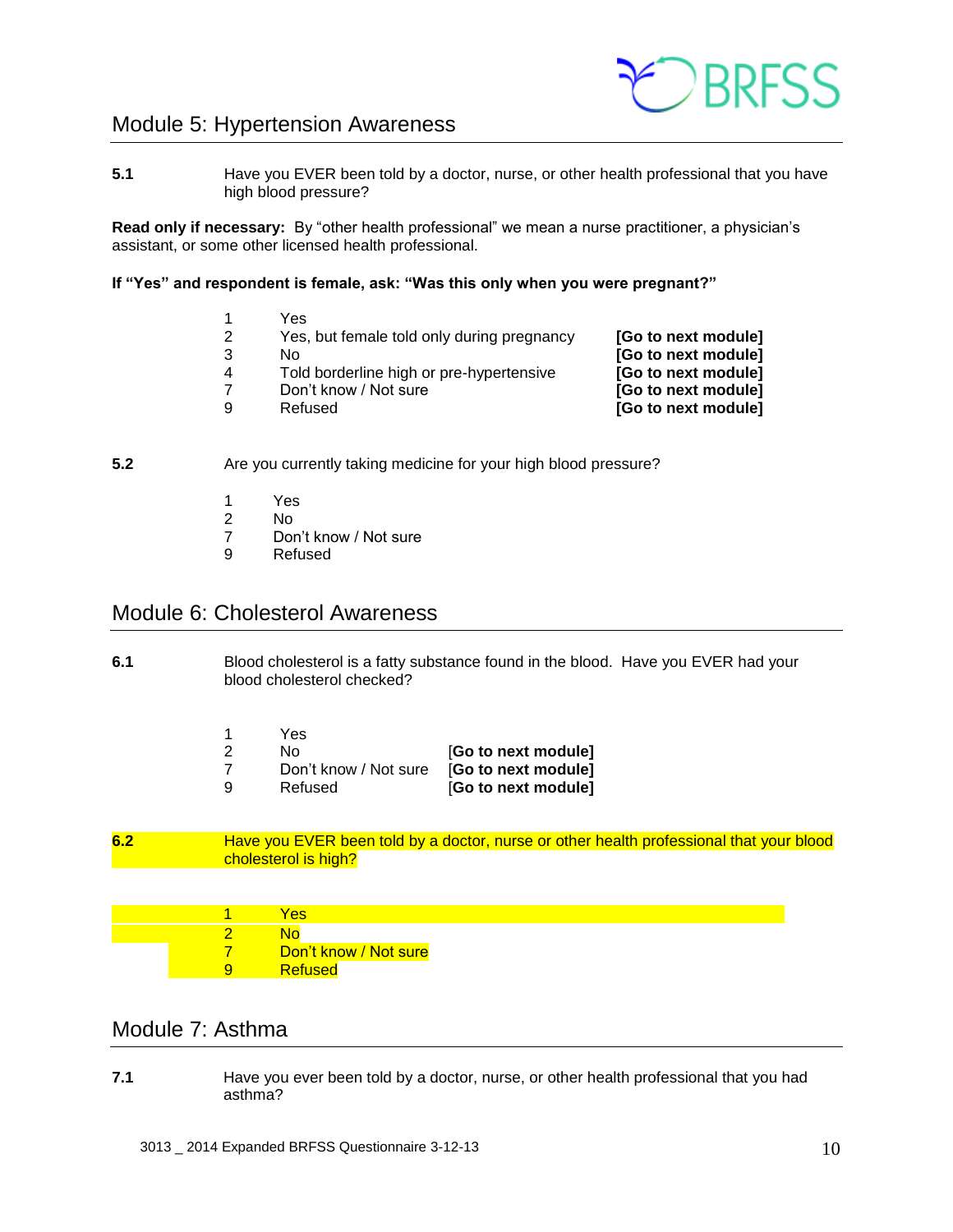## Module 5: Hypertension Awareness

**5.1** Have you EVER been told by a doctor, nurse, or other health professional that you have high blood pressure?

**Read only if necessary:** By "other health professional" we mean a nurse practitioner, a physician's assistant, or some other licensed health professional.

**If "Yes" and respondent is female, ask: "Was this only when you were pregnant?"**

| | | |
|---|---|---|
| 1 | Yes | |
| 2 | Yes, but female told only during pregnancy | **[Go to next module]** |
| 3 | No | **[Go to next module]** |
| 4 | Told borderline high or pre-hypertensive | **[Go to next module]** |
| 7 | Don't know / Not sure | **[Go to next module]** |
| 9 | Refused | **[Go to next module]** |

**5.2** Are you currently taking medicine for your high blood pressure?

1 Yes
2 No
7 Don't know / Not sure
9 Refused

## Module 6: Cholesterol Awareness

**6.1** Blood cholesterol is a fatty substance found in the blood. Have you EVER had your blood cholesterol checked?

| | | |
|---|---|---|
| 1 | Yes | |
| 2 | No | [**Go to next module]** |
| 7 | Don't know / Not sure | [**Go to next module]** |
| 9 | Refused | [**Go to next module]** |

**6.2** Have you EVER been told by a doctor, nurse or other health professional that your blood cholesterol is high?

1 Yes
2 No
7 Don't know / Not sure
9 Refused

## Module 7: Asthma

**7.1** Have you ever been told by a doctor, nurse, or other health professional that you had asthma?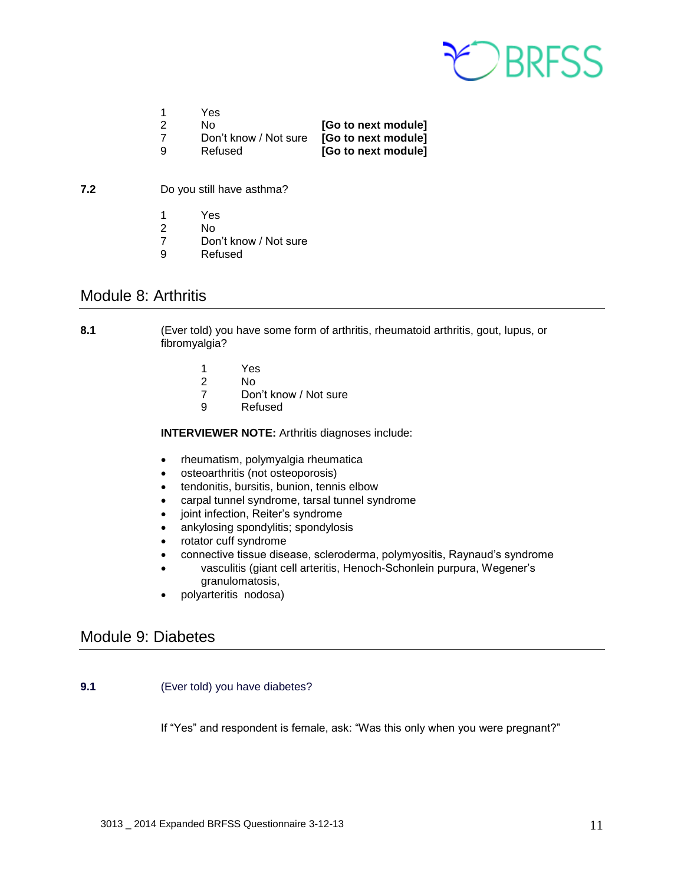1 Yes
2 No **[Go to next module]**
7 Don't know / Not sure **[Go to next module]**
9 Refused **[Go to next module]**

**7.2** Do you still have asthma?

1 Yes
2 No
7 Don't know / Not sure
9 Refused

## Module 8: Arthritis

**8.1** (Ever told) you have some form of arthritis, rheumatoid arthritis, gout, lupus, or fibromyalgia?

1 Yes
2 No
7 Don't know / Not sure
9 Refused

**INTERVIEWER NOTE:** Arthritis diagnoses include:

- rheumatism, polymyalgia rheumatica
- osteoarthritis (not osteoporosis)
- tendonitis, bursitis, bunion, tennis elbow
- carpal tunnel syndrome, tarsal tunnel syndrome
- joint infection, Reiter's syndrome
- ankylosing spondylitis; spondylosis
- rotator cuff syndrome
- connective tissue disease, scleroderma, polymyositis, Raynaud's syndrome
- vasculitis (giant cell arteritis, Henoch-Schonlein purpura, Wegener's granulomatosis,
- polyarteritis nodosa)

## Module 9: Diabetes

**9.1** (Ever told) you have diabetes?

If "Yes" and respondent is female, ask: "Was this only when you were pregnant?"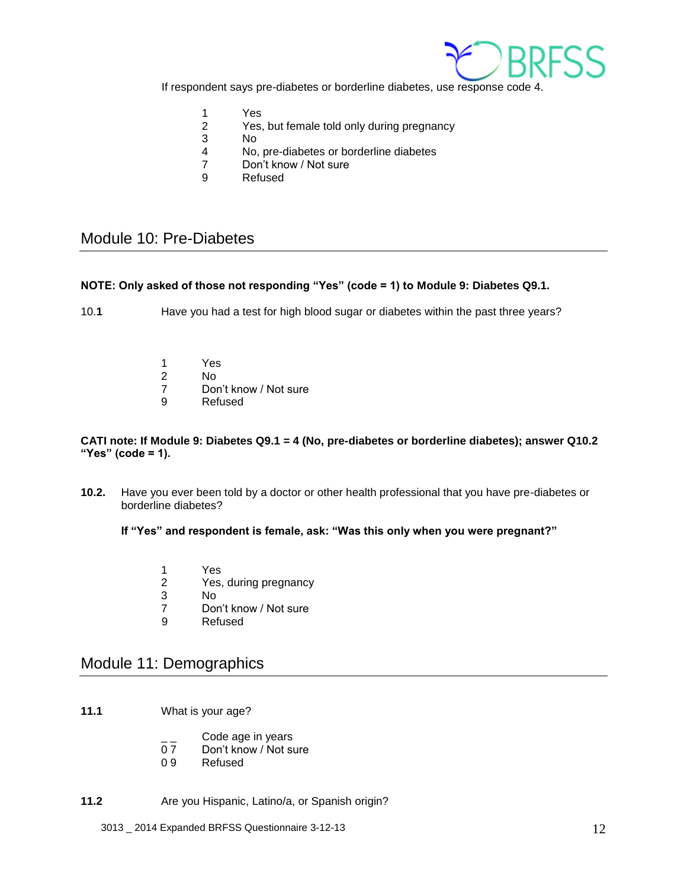If respondent says pre-diabetes or borderline diabetes, use response code 4.

1 Yes
2 Yes, but female told only during pregnancy
3 No
4 No, pre-diabetes or borderline diabetes
7 Don't know / Not sure
9 Refused

## Module 10: Pre-Diabetes

**NOTE: Only asked of those not responding "Yes" (code = 1) to Module 9: Diabetes Q9.1.**

10.**1** Have you had a test for high blood sugar or diabetes within the past three years?

1 Yes
2 No
7 Don't know / Not sure
9 Refused

**CATI note: If Module 9: Diabetes Q9.1 = 4 (No, pre-diabetes or borderline diabetes); answer Q10.2 "Yes" (code = 1).**

**10.2.** Have you ever been told by a doctor or other health professional that you have pre-diabetes or borderline diabetes?

**If "Yes" and respondent is female, ask: "Was this only when you were pregnant?"**

1 Yes
2 Yes, during pregnancy
3 No
7 Don't know / Not sure
9 Refused

## Module 11: Demographics

**11.1** What is your age?

_ _ Code age in years
0 7 Don't know / Not sure
0 9 Refused

**11.2** Are you Hispanic, Latino/a, or Spanish origin?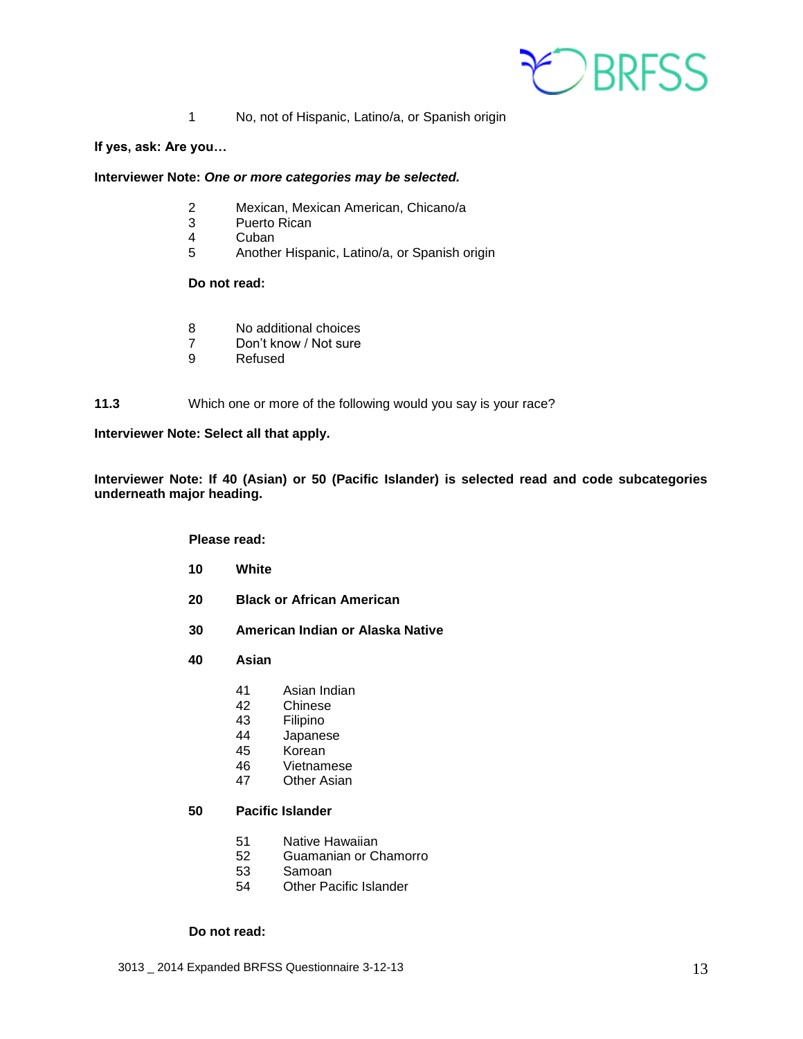1 No, not of Hispanic, Latino/a, or Spanish origin

**If yes, ask: Are you…**

**Interviewer Note:** ***One or more categories may be selected.***

2 Mexican, Mexican American, Chicano/a
3 Puerto Rican
4 Cuban
5 Another Hispanic, Latino/a, or Spanish origin

**Do not read:**

8 No additional choices
7 Don't know / Not sure
9 Refused

**11.3** Which one or more of the following would you say is your race?

**Interviewer Note: Select all that apply.**

**Interviewer Note: If 40 (Asian) or 50 (Pacific Islander) is selected read and code subcategories underneath major heading.**

**Please read:**

**10 White**

**20 Black or African American**

**30 American Indian or Alaska Native**

**40 Asian**

41 Asian Indian
42 Chinese
43 Filipino
44 Japanese
45 Korean
46 Vietnamese
47 Other Asian

**50 Pacific Islander**

51 Native Hawaiian
52 Guamanian or Chamorro
53 Samoan
54 Other Pacific Islander

**Do not read:**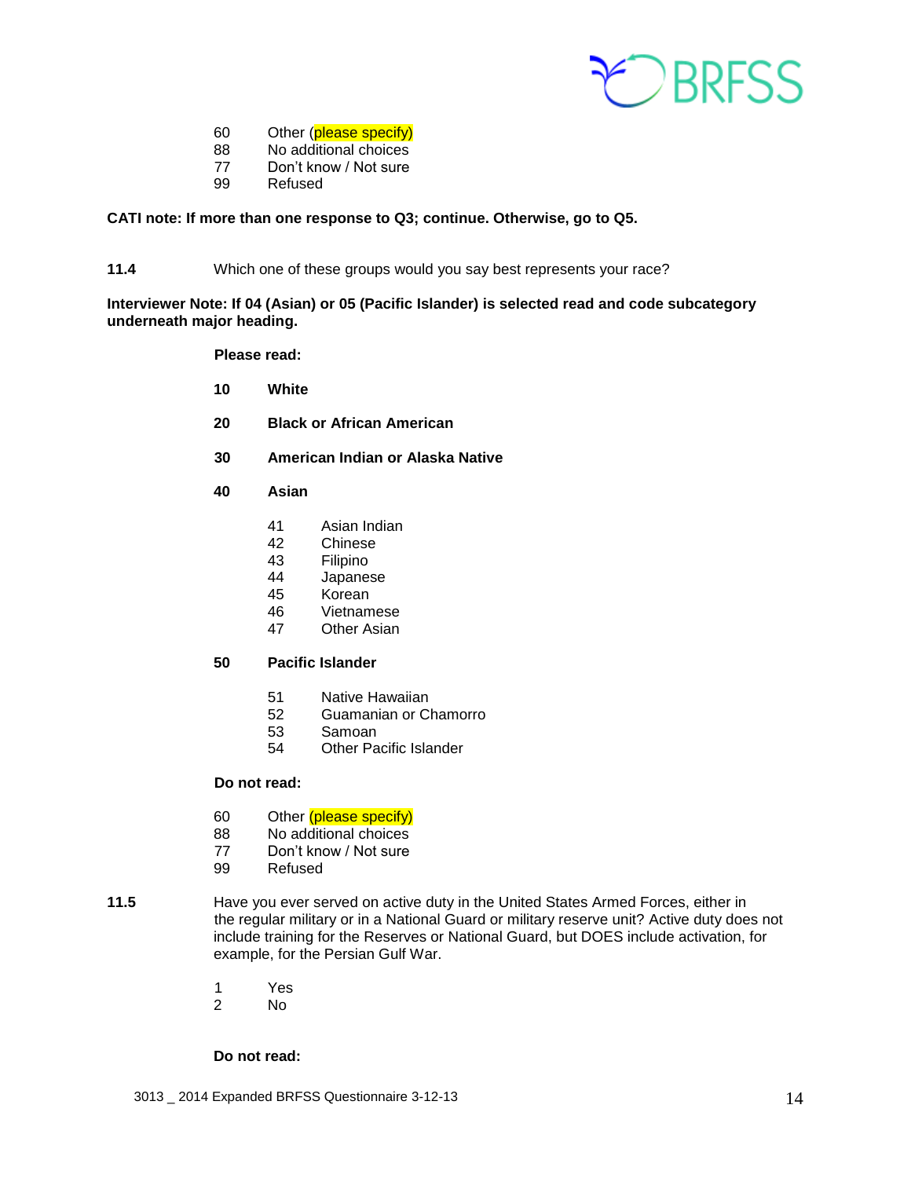60 Other (please specify)
88 No additional choices
77 Don't know / Not sure
99 Refused

**CATI note: If more than one response to Q3; continue. Otherwise, go to Q5.**

**11.4** Which one of these groups would you say best represents your race?

**Interviewer Note: If 04 (Asian) or 05 (Pacific Islander) is selected read and code subcategory underneath major heading.**

**Please read:**

**10 White**

**20 Black or African American**

**30 American Indian or Alaska Native**

**40 Asian**

- 41 Asian Indian
- 42 Chinese
- 43 Filipino
- 44 Japanese
- 45 Korean
- 46 Vietnamese
- 47 Other Asian

**50 Pacific Islander**

- 51 Native Hawaiian
- 52 Guamanian or Chamorro
- 53 Samoan
- 54 Other Pacific Islander

**Do not read:**

60 Other (please specify)
88 No additional choices
77 Don't know / Not sure
99 Refused

**11.5** Have you ever served on active duty in the United States Armed Forces, either in the regular military or in a National Guard or military reserve unit? Active duty does not include training for the Reserves or National Guard, but DOES include activation, for example, for the Persian Gulf War.

1 Yes
2 No

**Do not read:**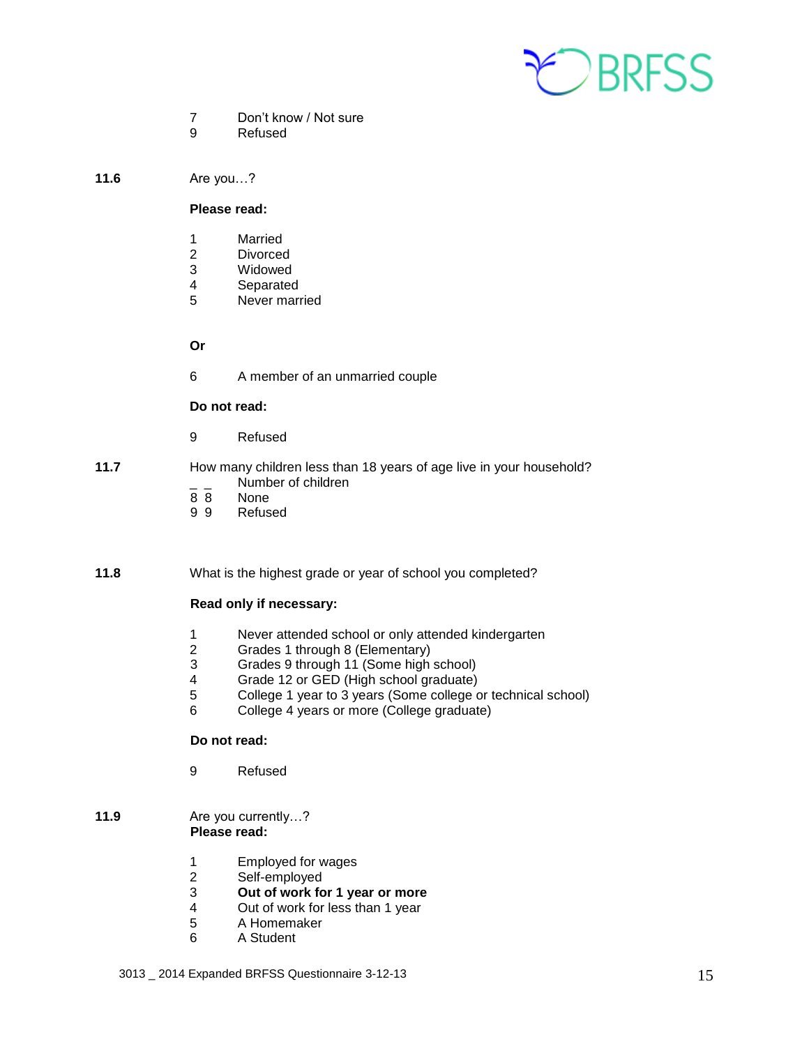7 Don't know / Not sure
9 Refused

**11.6** Are you…?

**Please read:**

1 Married
2 Divorced
3 Widowed
4 Separated
5 Never married

**Or**

6 A member of an unmarried couple

**Do not read:**

9 Refused

**11.7** How many children less than 18 years of age live in your household?

_ _ Number of children
8 8 None
9 9 Refused

**11.8** What is the highest grade or year of school you completed?

**Read only if necessary:**

1 Never attended school or only attended kindergarten
2 Grades 1 through 8 (Elementary)
3 Grades 9 through 11 (Some high school)
4 Grade 12 or GED (High school graduate)
5 College 1 year to 3 years (Some college or technical school)
6 College 4 years or more (College graduate)

**Do not read:**

9 Refused

**11.9** Are you currently…?
**Please read:**

1 Employed for wages
2 Self-employed
3 **Out of work for 1 year or more**
4 Out of work for less than 1 year
5 A Homemaker
6 A Student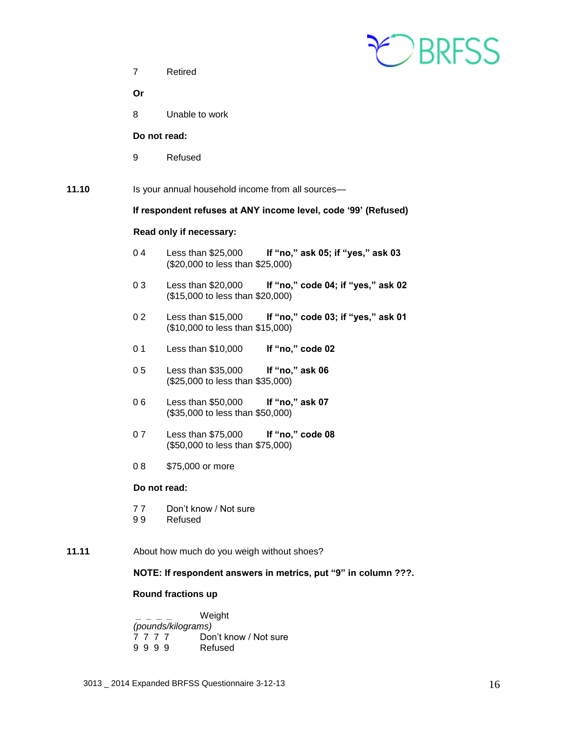7 Retired

**Or**

8 Unable to work

**Do not read:**

9 Refused

**11.10** Is your annual household income from all sources—

**If respondent refuses at ANY income level, code '99' (Refused)**

**Read only if necessary:**

0 4 Less than $25,000 **If "no," ask 05; if "yes," ask 03**
($20,000 to less than $25,000)

0 3 Less than $20,000 **If "no," code 04; if "yes," ask 02**
($15,000 to less than $20,000)

0 2 Less than $15,000 **If "no," code 03; if "yes," ask 01**
($10,000 to less than $15,000)

0 1 Less than $10,000 **If "no," code 02**

0 5 Less than $35,000 **If "no," ask 06**
($25,000 to less than $35,000)

0 6 Less than $50,000 **If "no," ask 07**
($35,000 to less than $50,000)

0 7 Less than $75,000 **If "no," code 08**
($50,000 to less than $75,000)

0 8 $75,000 or more

**Do not read:**

7 7 Don't know / Not sure
9 9 Refused

**11.11** About how much do you weigh without shoes?

**NOTE: If respondent answers in metrics, put "9" in column ???.**

**Round fractions up**

_ _ _ _ Weight
*(pounds/kilograms)*
7 7 7 7 Don't know / Not sure
9 9 9 9 Refused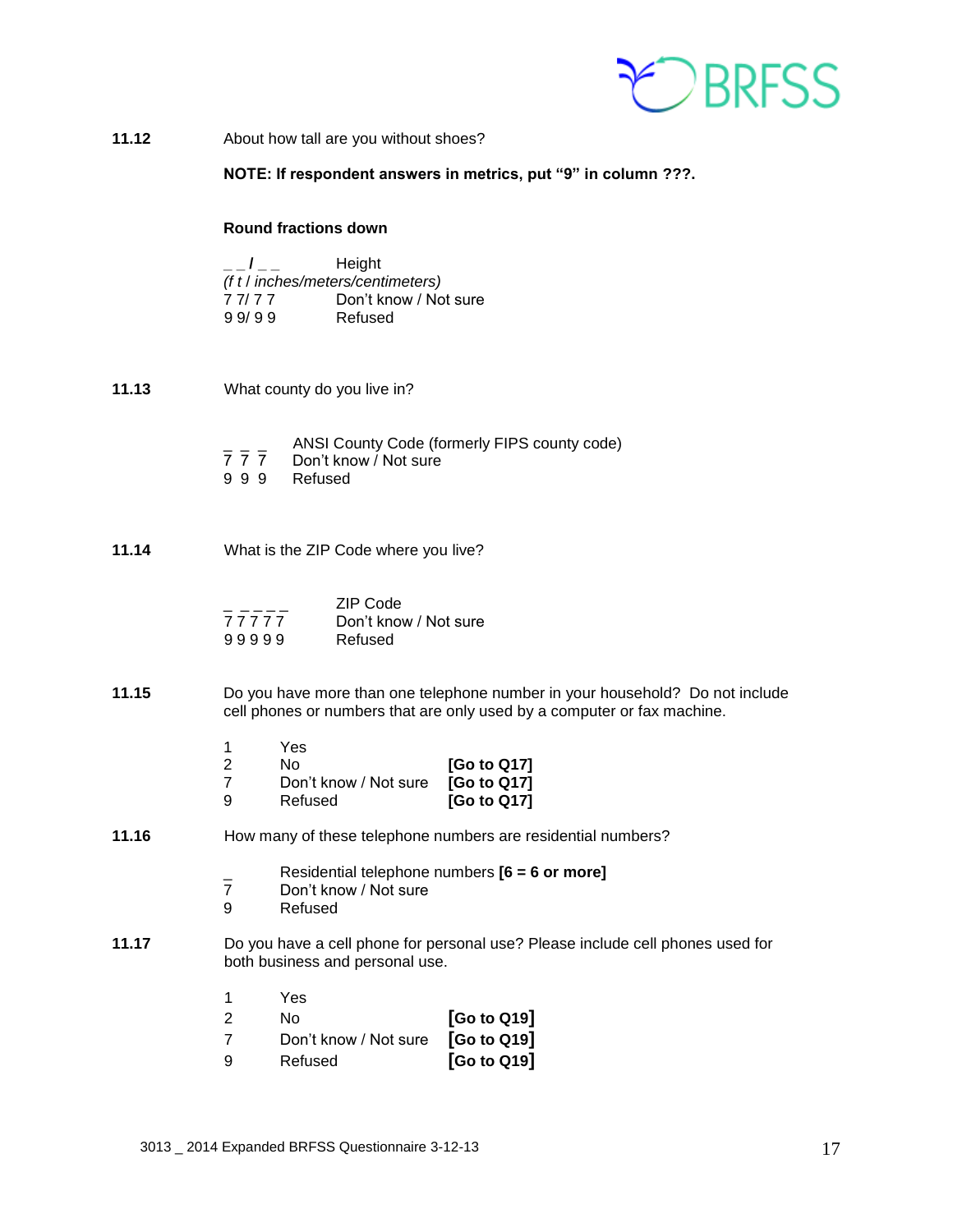**11.12** About how tall are you without shoes?

**NOTE: If respondent answers in metrics, put "9" in column ???.**

**Round fractions down**

| | |
|---|---|
| _ _ **/** _ _ *(f t / inches/meters/centimeters)* | Height |
| 7 7/ 7 7 | Don't know / Not sure |
| 9 9/ 9 9 | Refused |

**11.13** What county do you live in?

| | |
|---|---|
| _ _ _ | ANSI County Code (formerly FIPS county code) |
| 7 7 7 | Don't know / Not sure |
| 9 9 9 | Refused |

**11.14** What is the ZIP Code where you live?

| | |
|---|---|
| _ _ _ _ _ | ZIP Code |
| 7 7 7 7 7 | Don't know / Not sure |
| 9 9 9 9 9 | Refused |

**11.15** Do you have more than one telephone number in your household? Do not include cell phones or numbers that are only used by a computer or fax machine.

| | | |
|---|---|---|
| 1 | Yes | |
| 2 | No | **[Go to Q17]** |
| 7 | Don't know / Not sure | **[Go to Q17]** |
| 9 | Refused | **[Go to Q17]** |

**11.16** How many of these telephone numbers are residential numbers?

| | |
|---|---|
| _ | Residential telephone numbers **[6 = 6 or more]** |
| 7 | Don't know / Not sure |
| 9 | Refused |

**11.17** Do you have a cell phone for personal use? Please include cell phones used for both business and personal use.

| | | |
|---|---|---|
| 1 | Yes | |
| 2 | No | **[Go to Q19]** |
| 7 | Don't know / Not sure | **[Go to Q19]** |
| 9 | Refused | **[Go to Q19]** |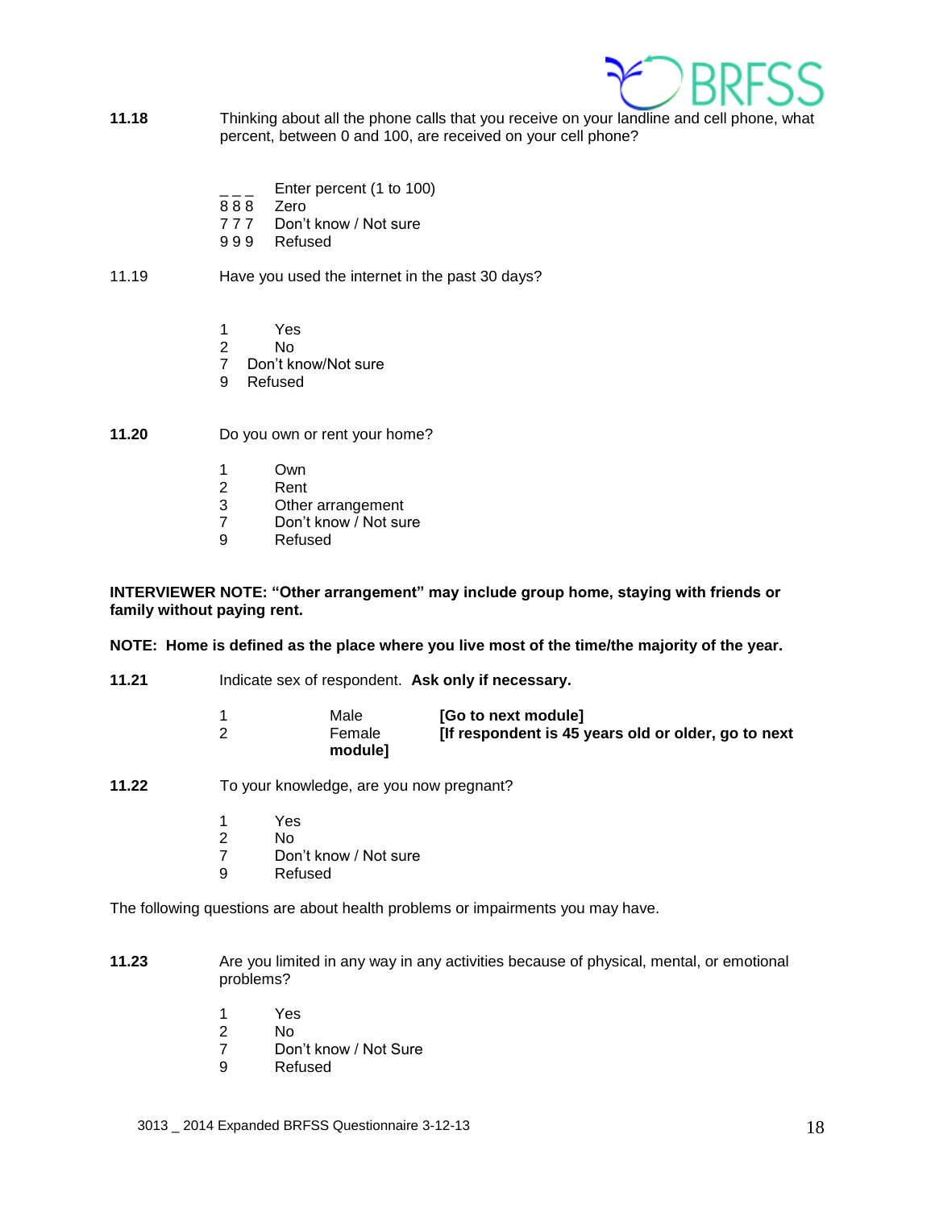**11.18** Thinking about all the phone calls that you receive on your landline and cell phone, what percent, between 0 and 100, are received on your cell phone?

_ _ _ Enter percent (1 to 100)
8 8 8 Zero
7 7 7 Don't know / Not sure
9 9 9 Refused

11.19 Have you used the internet in the past 30 days?

1 Yes
2 No
7 Don't know/Not sure
9 Refused

**11.20** Do you own or rent your home?

1 Own
2 Rent
3 Other arrangement
7 Don't know / Not sure
9 Refused

**INTERVIEWER NOTE: "Other arrangement" may include group home, staying with friends or family without paying rent.**

**NOTE: Home is defined as the place where you live most of the time/the majority of the year.**

**11.21** Indicate sex of respondent. **Ask only if necessary.**

1 Male **[Go to next module]**
2 Female **[If respondent is 45 years old or older, go to next module]**

**11.22** To your knowledge, are you now pregnant?

1 Yes
2 No
7 Don't know / Not sure
9 Refused

The following questions are about health problems or impairments you may have.

**11.23** Are you limited in any way in any activities because of physical, mental, or emotional problems?

1 Yes
2 No
7 Don't know / Not Sure
9 Refused

3013 _ 2014 Expanded BRFSS Questionnaire 3-12-13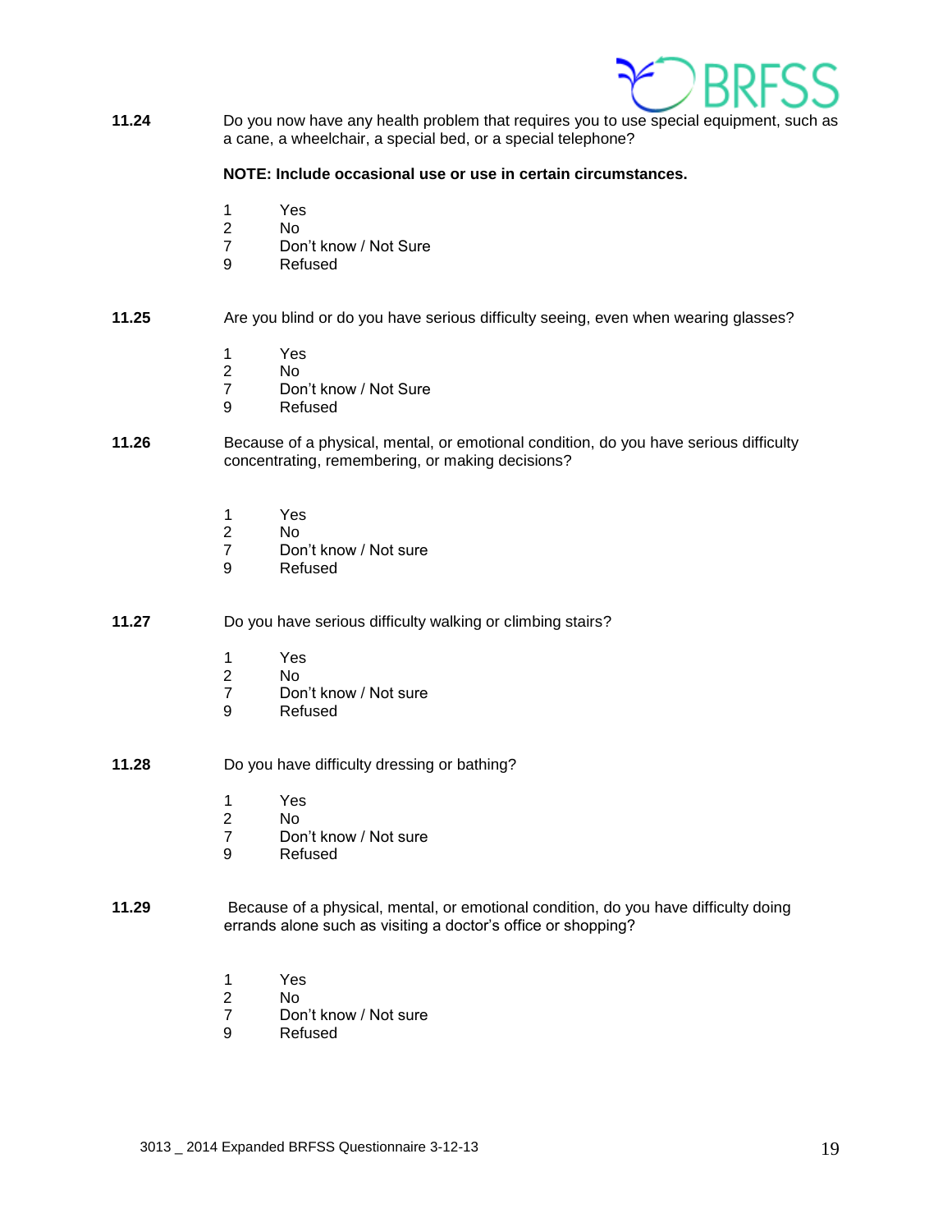**11.24** Do you now have any health problem that requires you to use special equipment, such as a cane, a wheelchair, a special bed, or a special telephone?

**NOTE: Include occasional use or use in certain circumstances.**

1 Yes
2 No
7 Don't know / Not Sure
9 Refused

**11.25** Are you blind or do you have serious difficulty seeing, even when wearing glasses?

1 Yes
2 No
7 Don't know / Not Sure
9 Refused

**11.26** Because of a physical, mental, or emotional condition, do you have serious difficulty concentrating, remembering, or making decisions?

1 Yes
2 No
7 Don't know / Not sure
9 Refused

**11.27** Do you have serious difficulty walking or climbing stairs?

1 Yes
2 No
7 Don't know / Not sure
9 Refused

**11.28** Do you have difficulty dressing or bathing?

1 Yes
2 No
7 Don't know / Not sure
9 Refused

**11.29** Because of a physical, mental, or emotional condition, do you have difficulty doing errands alone such as visiting a doctor's office or shopping?

1 Yes
2 No
7 Don't know / Not sure
9 Refused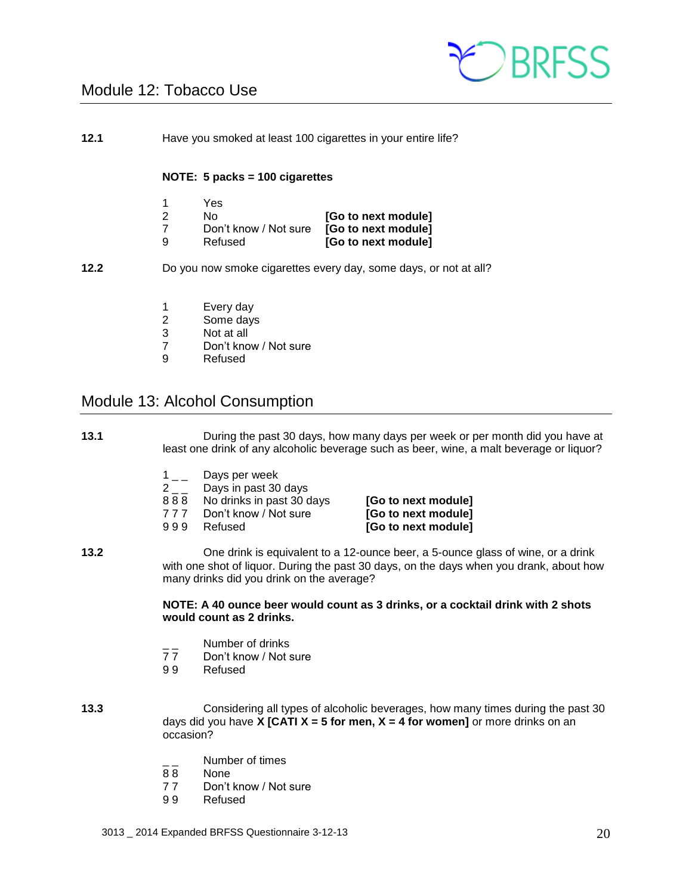## Module 12: Tobacco Use

**12.1** Have you smoked at least 100 cigarettes in your entire life?

**NOTE: 5 packs = 100 cigarettes**

| | | |
|---|---|---|
| 1 | Yes | |
| 2 | No | **[Go to next module]** |
| 7 | Don't know / Not sure | **[Go to next module]** |
| 9 | Refused | **[Go to next module]** |

**12.2** Do you now smoke cigarettes every day, some days, or not at all?

1 Every day
2 Some days
3 Not at all
7 Don't know / Not sure
9 Refused

## Module 13: Alcohol Consumption

**13.1** During the past 30 days, how many days per week or per month did you have at least one drink of any alcoholic beverage such as beer, wine, a malt beverage or liquor?

| | | |
|---|---|---|
| 1 _ _ | Days per week | |
| 2 _ _ | Days in past 30 days | |
| 8 8 8 | No drinks in past 30 days | **[Go to next module]** |
| 7 7 7 | Don't know / Not sure | **[Go to next module]** |
| 9 9 9 | Refused | **[Go to next module]** |

**13.2** One drink is equivalent to a 12-ounce beer, a 5-ounce glass of wine, or a drink with one shot of liquor. During the past 30 days, on the days when you drank, about how many drinks did you drink on the average?

**NOTE: A 40 ounce beer would count as 3 drinks, or a cocktail drink with 2 shots would count as 2 drinks.**

_ _ Number of drinks
7 7 Don't know / Not sure
9 9 Refused

**13.3** Considering all types of alcoholic beverages, how many times during the past 30 days did you have **X [CATI X = 5 for men, X = 4 for women]** or more drinks on an occasion?

_ _ Number of times
8 8 None
7 7 Don't know / Not sure
9 9 Refused

3013 _ 2014 Expanded BRFSS Questionnaire 3-12-13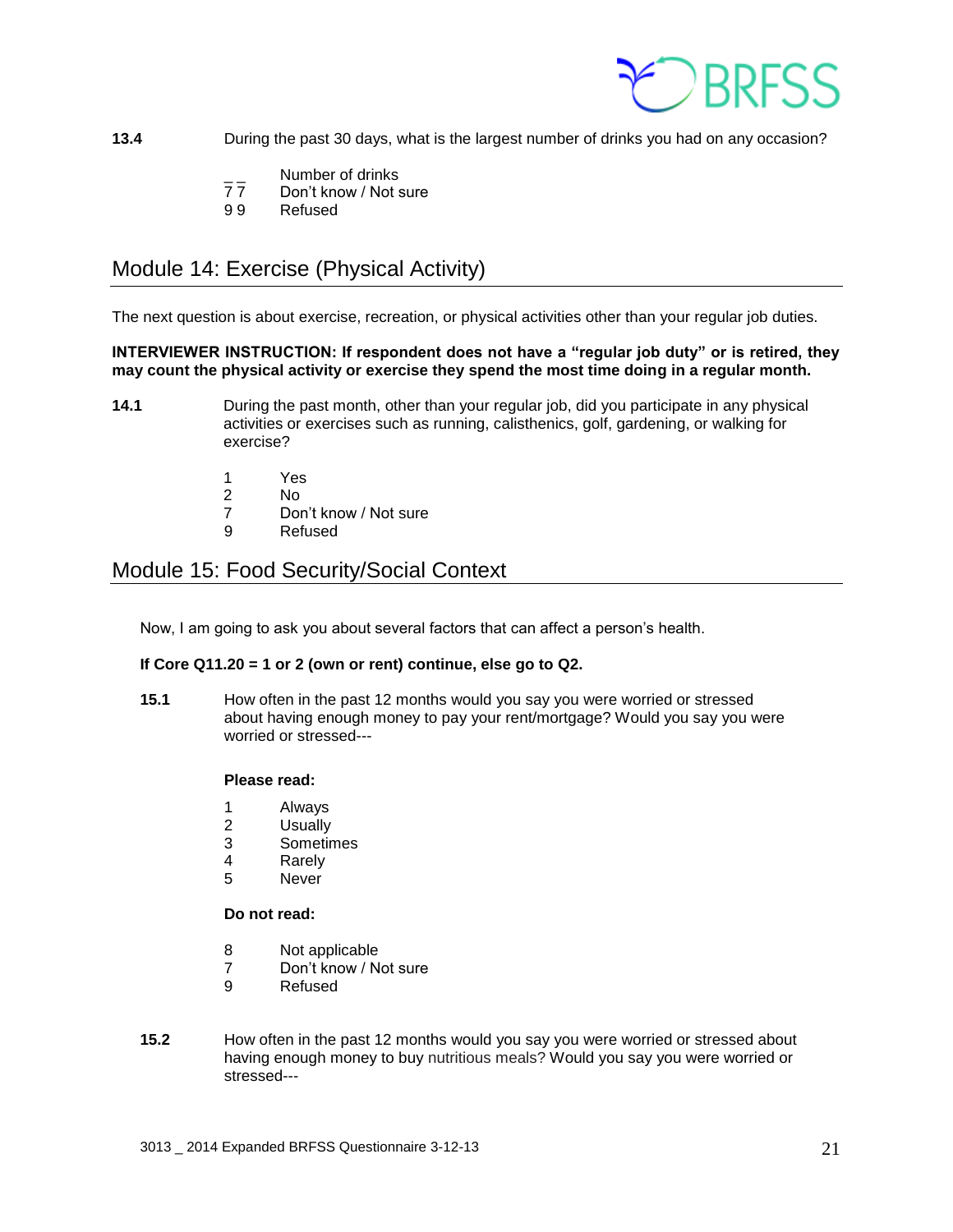**13.4** During the past 30 days, what is the largest number of drinks you had on any occasion?

_ _ Number of drinks
7 7 Don't know / Not sure
9 9 Refused

## Module 14: Exercise (Physical Activity)

The next question is about exercise, recreation, or physical activities other than your regular job duties.

**INTERVIEWER INSTRUCTION: If respondent does not have a "regular job duty" or is retired, they may count the physical activity or exercise they spend the most time doing in a regular month.**

**14.1** During the past month, other than your regular job, did you participate in any physical activities or exercises such as running, calisthenics, golf, gardening, or walking for exercise?

1 Yes
2 No
7 Don't know / Not sure
9 Refused

## Module 15: Food Security/Social Context

Now, I am going to ask you about several factors that can affect a person's health.

**If Core Q11.20 = 1 or 2 (own or rent) continue, else go to Q2.**

**15.1** How often in the past 12 months would you say you were worried or stressed about having enough money to pay your rent/mortgage? Would you say you were worried or stressed---

**Please read:**

1 Always
2 Usually
3 Sometimes
4 Rarely
5 Never

**Do not read:**

8 Not applicable
7 Don't know / Not sure
9 Refused

**15.2** How often in the past 12 months would you say you were worried or stressed about having enough money to buy nutritious meals? Would you say you were worried or stressed---

3013 _ 2014 Expanded BRFSS Questionnaire 3-12-13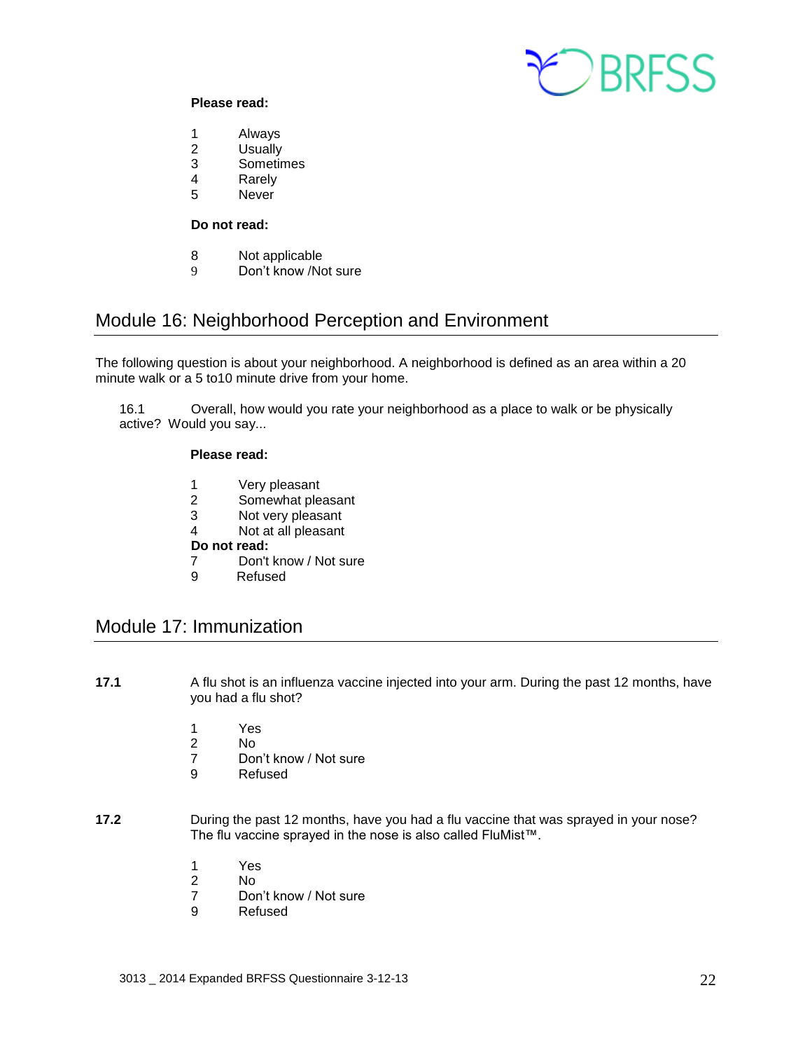**Please read:**

1 Always
2 Usually
3 Sometimes
4 Rarely
5 Never

**Do not read:**

8 Not applicable
9 Don't know /Not sure

## Module 16: Neighborhood Perception and Environment

The following question is about your neighborhood. A neighborhood is defined as an area within a 20 minute walk or a 5 to10 minute drive from your home.

16.1 Overall, how would you rate your neighborhood as a place to walk or be physically active? Would you say...

**Please read:**

1 Very pleasant
2 Somewhat pleasant
3 Not very pleasant
4 Not at all pleasant

**Do not read:**

7 Don't know / Not sure
9 Refused

## Module 17: Immunization

**17.1** A flu shot is an influenza vaccine injected into your arm. During the past 12 months, have you had a flu shot?

1 Yes
2 No
7 Don't know / Not sure
9 Refused

**17.2** During the past 12 months, have you had a flu vaccine that was sprayed in your nose? The flu vaccine sprayed in the nose is also called FluMist™.

1 Yes
2 No
7 Don't know / Not sure
9 Refused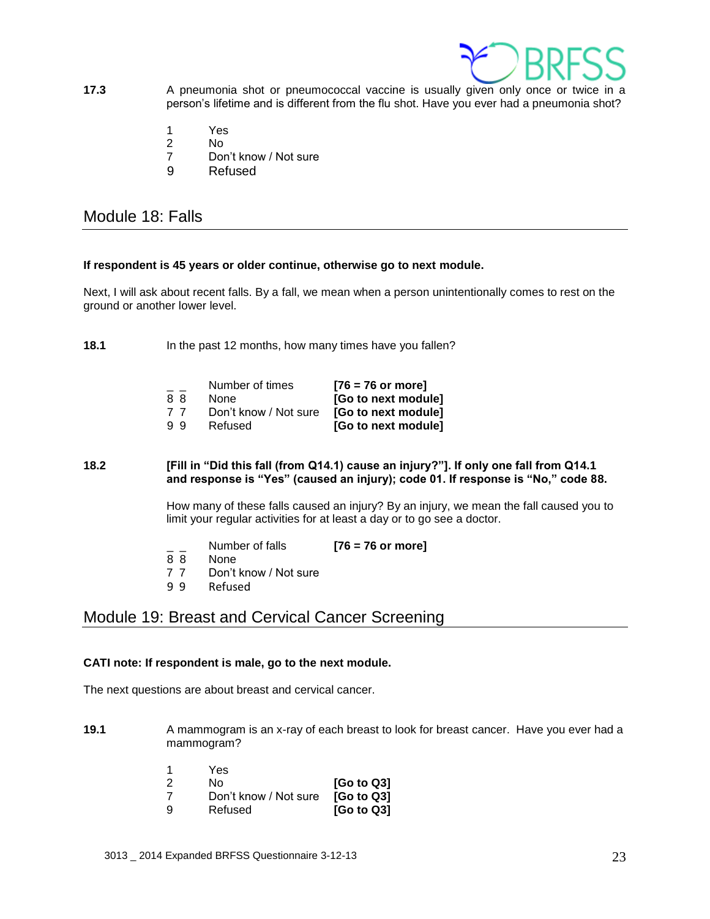**17.3** A pneumonia shot or pneumococcal vaccine is usually given only once or twice in a person's lifetime and is different from the flu shot. Have you ever had a pneumonia shot?

| | | |
|---|---|---|
| 1 | Yes | |
| 2 | No | |
| 7 | Don't know / Not sure | |
| 9 | Refused | |

## Module 18: Falls

**If respondent is 45 years or older continue, otherwise go to next module.**

Next, I will ask about recent falls. By a fall, we mean when a person unintentionally comes to rest on the ground or another lower level.

**18.1** In the past 12 months, how many times have you fallen?

| | | |
|---|---|---|
| _ _ | Number of times | **[76 = 76 or more]** |
| 8 8 | None | **[Go to next module]** |
| 7 7 | Don't know / Not sure | **[Go to next module]** |
| 9 9 | Refused | **[Go to next module]** |

**18.2** **[Fill in "Did this fall (from Q14.1) cause an injury?"]. If only one fall from Q14.1 and response is "Yes" (caused an injury); code 01. If response is "No," code 88.**

How many of these falls caused an injury? By an injury, we mean the fall caused you to limit your regular activities for at least a day or to go see a doctor.

| | | |
|---|---|---|
| _ _ | Number of falls | **[76 = 76 or more]** |
| 8 8 | None | |
| 7 7 | Don't know / Not sure | |
| 9 9 | Refused | |

## Module 19: Breast and Cervical Cancer Screening

**CATI note: If respondent is male, go to the next module.**

The next questions are about breast and cervical cancer.

**19.1** A mammogram is an x-ray of each breast to look for breast cancer. Have you ever had a mammogram?

| | | |
|---|---|---|
| 1 | Yes | |
| 2 | No | **[Go to Q3]** |
| 7 | Don't know / Not sure | **[Go to Q3]** |
| 9 | Refused | **[Go to Q3]** |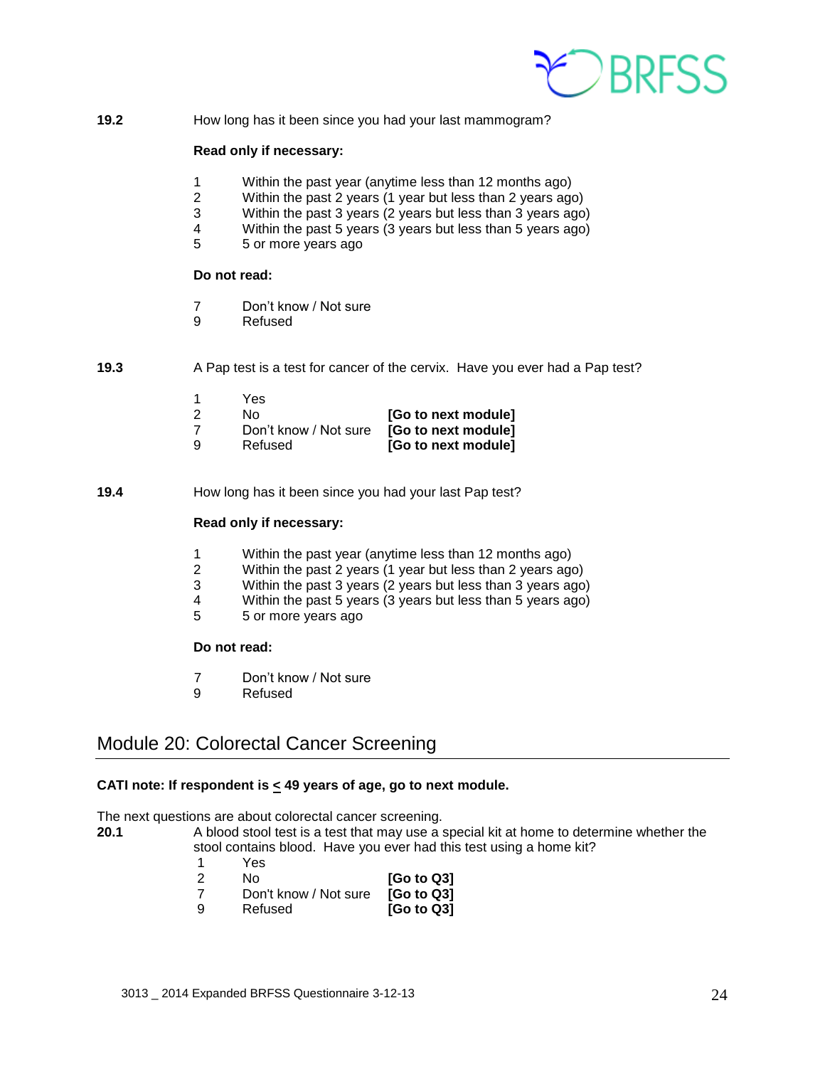**19.2** How long has it been since you had your last mammogram?

**Read only if necessary:**

1 Within the past year (anytime less than 12 months ago)
2 Within the past 2 years (1 year but less than 2 years ago)
3 Within the past 3 years (2 years but less than 3 years ago)
4 Within the past 5 years (3 years but less than 5 years ago)
5 5 or more years ago

**Do not read:**

7 Don't know / Not sure
9 Refused

**19.3** A Pap test is a test for cancer of the cervix. Have you ever had a Pap test?

1 Yes
2 No **[Go to next module]**
7 Don't know / Not sure **[Go to next module]**
9 Refused **[Go to next module]**

**19.4** How long has it been since you had your last Pap test?

**Read only if necessary:**

1 Within the past year (anytime less than 12 months ago)
2 Within the past 2 years (1 year but less than 2 years ago)
3 Within the past 3 years (2 years but less than 3 years ago)
4 Within the past 5 years (3 years but less than 5 years ago)
5 5 or more years ago

**Do not read:**

7 Don't know / Not sure
9 Refused

## Module 20: Colorectal Cancer Screening

**CATI note: If respondent is ≤ 49 years of age, go to next module.**

The next questions are about colorectal cancer screening.

**20.1** A blood stool test is a test that may use a special kit at home to determine whether the stool contains blood. Have you ever had this test using a home kit?

1 Yes
2 No **[Go to Q3]**
7 Don't know / Not sure **[Go to Q3]**
9 Refused **[Go to Q3]**

3013 _ 2014 Expanded BRFSS Questionnaire 3-12-13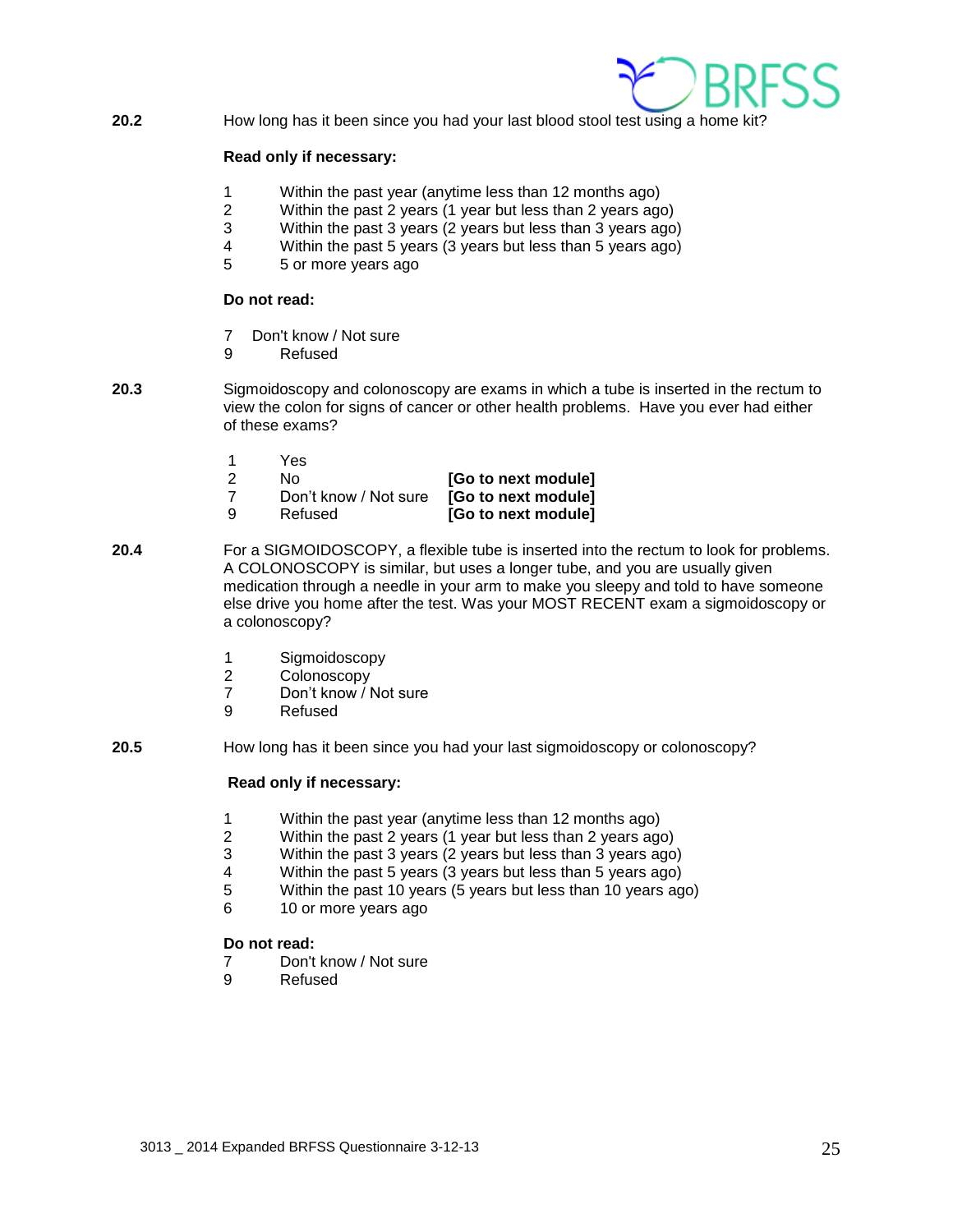**20.2** How long has it been since you had your last blood stool test using a home kit?

**Read only if necessary:**

1 Within the past year (anytime less than 12 months ago)
2 Within the past 2 years (1 year but less than 2 years ago)
3 Within the past 3 years (2 years but less than 3 years ago)
4 Within the past 5 years (3 years but less than 5 years ago)
5 5 or more years ago

**Do not read:**

7 Don't know / Not sure
9 Refused

**20.3** Sigmoidoscopy and colonoscopy are exams in which a tube is inserted in the rectum to view the colon for signs of cancer or other health problems. Have you ever had either of these exams?

1 Yes
2 No **[Go to next module]**
7 Don't know / Not sure **[Go to next module]**
9 Refused **[Go to next module]**

**20.4** For a SIGMOIDOSCOPY, a flexible tube is inserted into the rectum to look for problems. A COLONOSCOPY is similar, but uses a longer tube, and you are usually given medication through a needle in your arm to make you sleepy and told to have someone else drive you home after the test. Was your MOST RECENT exam a sigmoidoscopy or a colonoscopy?

1 Sigmoidoscopy
2 Colonoscopy
7 Don't know / Not sure
9 Refused

**20.5** How long has it been since you had your last sigmoidoscopy or colonoscopy?

**Read only if necessary:**

1 Within the past year (anytime less than 12 months ago)
2 Within the past 2 years (1 year but less than 2 years ago)
3 Within the past 3 years (2 years but less than 3 years ago)
4 Within the past 5 years (3 years but less than 5 years ago)
5 Within the past 10 years (5 years but less than 10 years ago)
6 10 or more years ago

**Do not read:**

7 Don't know / Not sure
9 Refused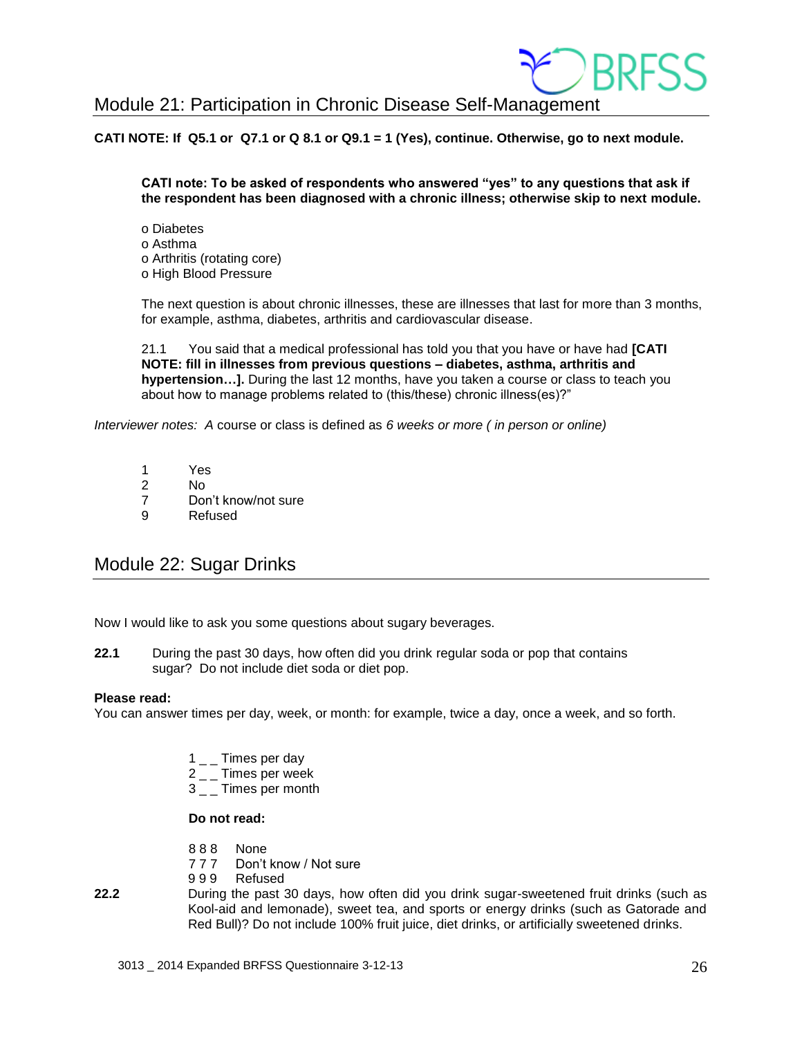## Module 21: Participation in Chronic Disease Self-Management

**CATI NOTE: If Q5.1 or Q7.1 or Q 8.1 or Q9.1 = 1 (Yes), continue. Otherwise, go to next module.**

**CATI note: To be asked of respondents who answered "yes" to any questions that ask if the respondent has been diagnosed with a chronic illness; otherwise skip to next module.**

o Diabetes
o Asthma
o Arthritis (rotating core)
o High Blood Pressure

The next question is about chronic illnesses, these are illnesses that last for more than 3 months, for example, asthma, diabetes, arthritis and cardiovascular disease.

21.1 You said that a medical professional has told you that you have or have had **[CATI NOTE: fill in illnesses from previous questions – diabetes, asthma, arthritis and hypertension…].** During the last 12 months, have you taken a course or class to teach you about how to manage problems related to (this/these) chronic illness(es)?"

*Interviewer notes: A* course or class is defined as *6 weeks or more ( in person or online)*

1 Yes
2 No
7 Don't know/not sure
9 Refused

## Module 22: Sugar Drinks

Now I would like to ask you some questions about sugary beverages.

**22.1** During the past 30 days, how often did you drink regular soda or pop that contains sugar? Do not include diet soda or diet pop.

**Please read:**
You can answer times per day, week, or month: for example, twice a day, once a week, and so forth.

1 _ _ Times per day
2 _ _ Times per week
3 _ _ Times per month

**Do not read:**

8 8 8 None
7 7 7 Don't know / Not sure
9 9 9 Refused

**22.2** During the past 30 days, how often did you drink sugar-sweetened fruit drinks (such as Kool-aid and lemonade), sweet tea, and sports or energy drinks (such as Gatorade and Red Bull)? Do not include 100% fruit juice, diet drinks, or artificially sweetened drinks.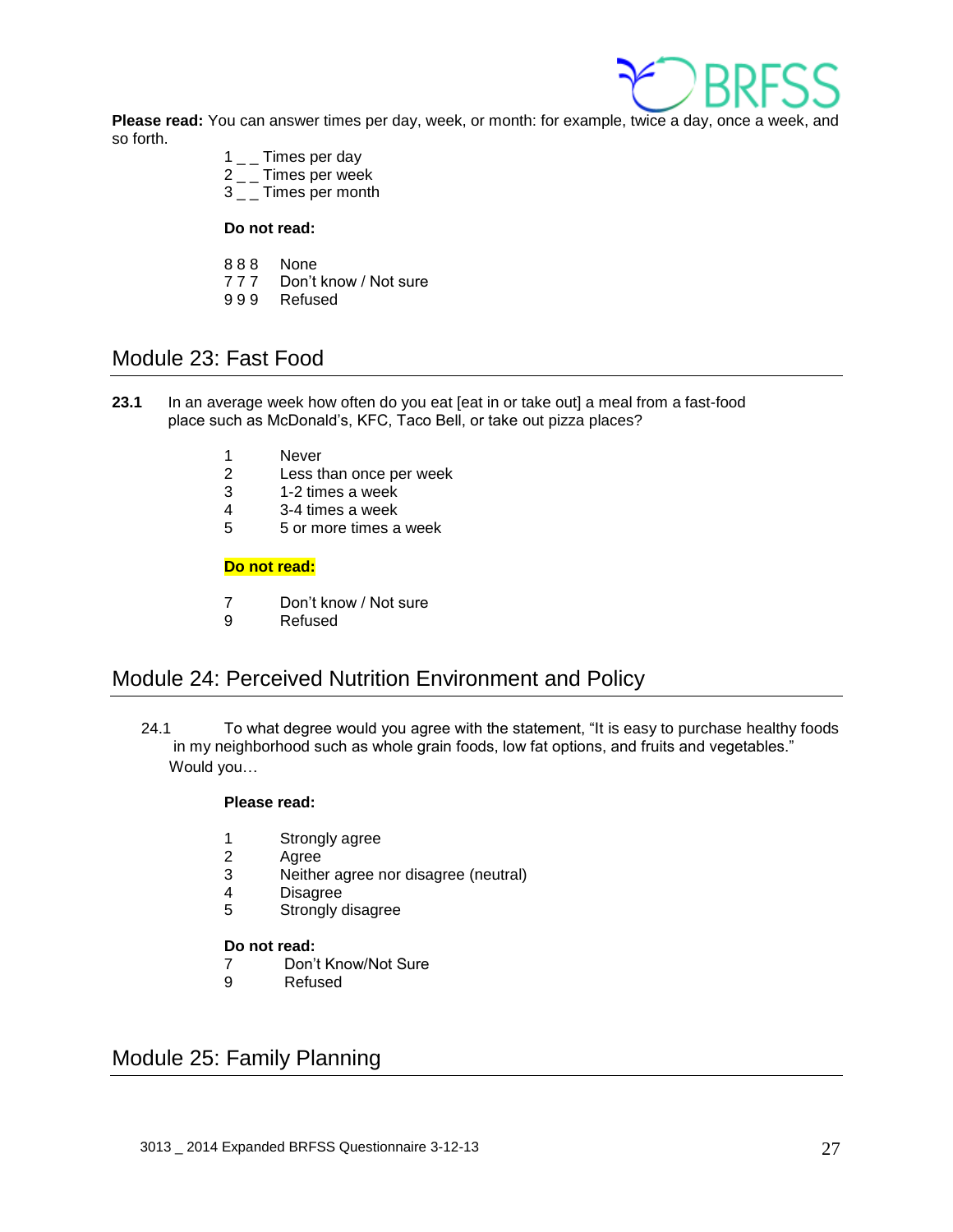**Please read:** You can answer times per day, week, or month: for example, twice a day, once a week, and so forth.

1 _ _ Times per day
2 _ _ Times per week
3 _ _ Times per month

**Do not read:**

8 8 8 None
7 7 7 Don't know / Not sure
9 9 9 Refused

## Module 23: Fast Food

**23.1** In an average week how often do you eat [eat in or take out] a meal from a fast-food place such as McDonald's, KFC, Taco Bell, or take out pizza places?

1 Never
2 Less than once per week
3 1-2 times a week
4 3-4 times a week
5 5 or more times a week

**Do not read:**

7 Don't know / Not sure
9 Refused

## Module 24: Perceived Nutrition Environment and Policy

24.1 To what degree would you agree with the statement, "It is easy to purchase healthy foods in my neighborhood such as whole grain foods, low fat options, and fruits and vegetables." Would you…

**Please read:**

1 Strongly agree
2 Agree
3 Neither agree nor disagree (neutral)
4 Disagree
5 Strongly disagree

**Do not read:**
7 Don't Know/Not Sure
9 Refused

## Module 25: Family Planning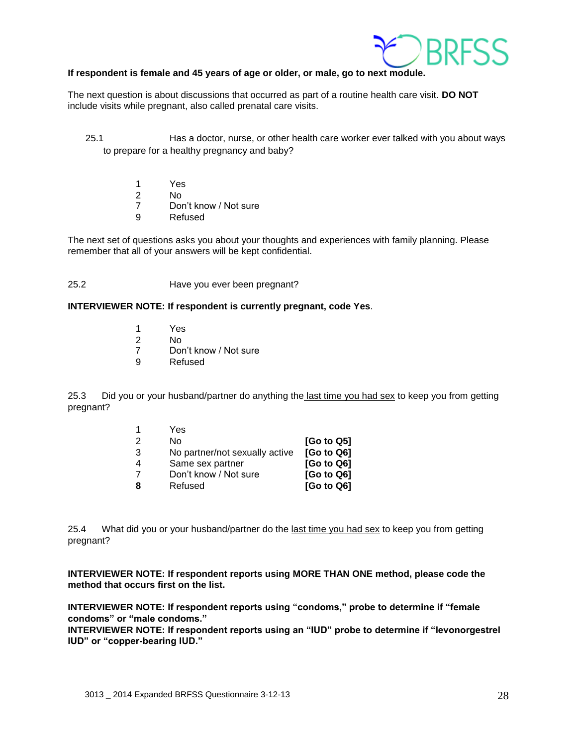**If respondent is female and 45 years of age or older, or male, go to next module.**

The next question is about discussions that occurred as part of a routine health care visit. **DO NOT** include visits while pregnant, also called prenatal care visits.

25.1 Has a doctor, nurse, or other health care worker ever talked with you about ways to prepare for a healthy pregnancy and baby?

1 Yes
2 No
7 Don't know / Not sure
9 Refused

The next set of questions asks you about your thoughts and experiences with family planning. Please remember that all of your answers will be kept confidential.

25.2 Have you ever been pregnant?

**INTERVIEWER NOTE: If respondent is currently pregnant, code Yes**.

1 Yes
2 No
7 Don't know / Not sure
9 Refused

25.3 Did you or your husband/partner do anything the last time you had sex to keep you from getting pregnant?

| | | |
|---|---|---|
| 1 | Yes | |
| 2 | No | **[Go to Q5]** |
| 3 | No partner/not sexually active | **[Go to Q6]** |
| 4 | Same sex partner | **[Go to Q6]** |
| 7 | Don't know / Not sure | **[Go to Q6]** |
| **8** | Refused | **[Go to Q6]** |

25.4 What did you or your husband/partner do the last time you had sex to keep you from getting pregnant?

**INTERVIEWER NOTE: If respondent reports using MORE THAN ONE method, please code the method that occurs first on the list.**

**INTERVIEWER NOTE: If respondent reports using "condoms," probe to determine if "female condoms" or "male condoms."**
**INTERVIEWER NOTE: If respondent reports using an "IUD" probe to determine if "levonorgestrel IUD" or "copper-bearing IUD."**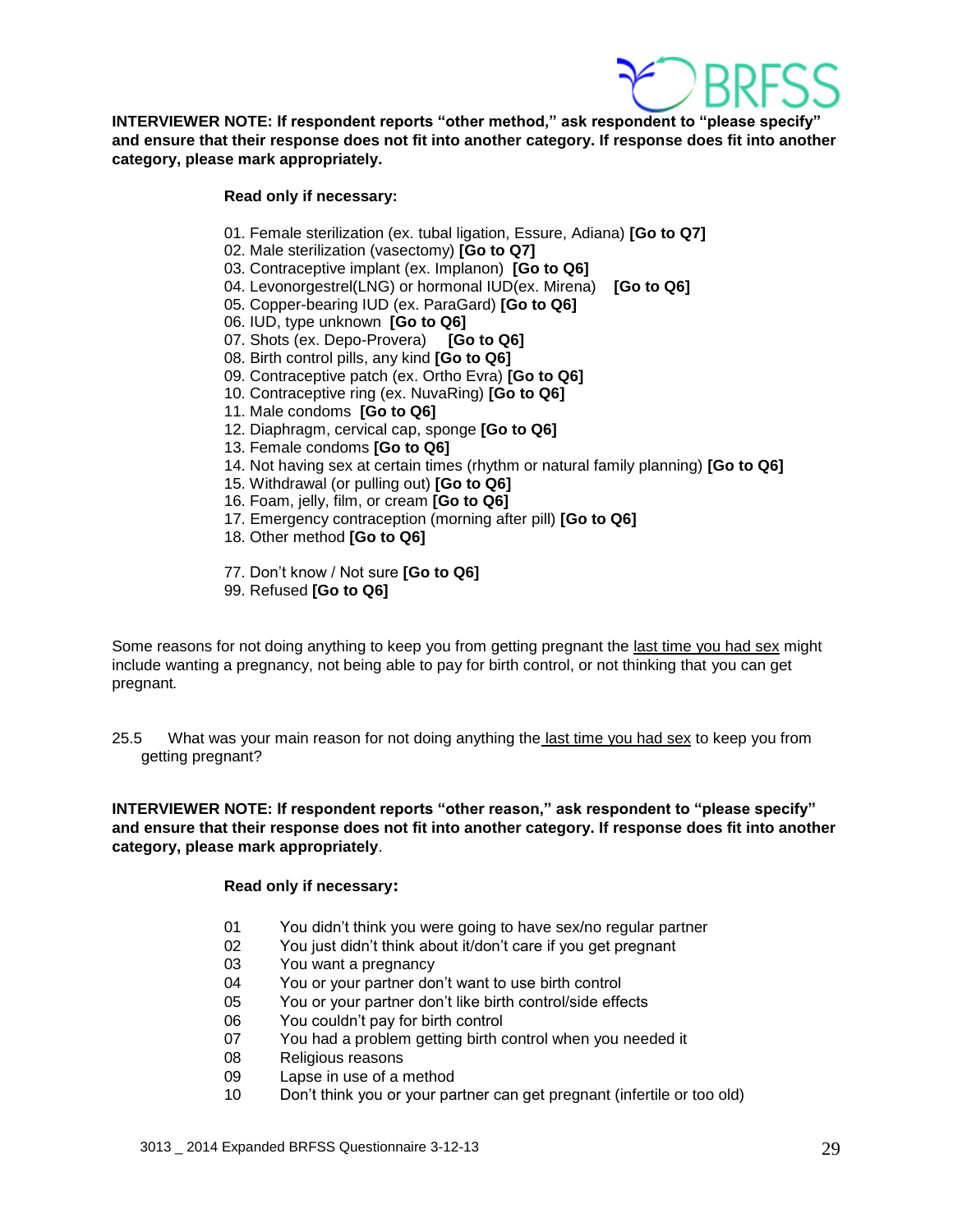**INTERVIEWER NOTE: If respondent reports "other method," ask respondent to "please specify" and ensure that their response does not fit into another category. If response does fit into another category, please mark appropriately.**

**Read only if necessary:**

01. Female sterilization (ex. tubal ligation, Essure, Adiana) **[Go to Q7]**
02. Male sterilization (vasectomy) **[Go to Q7]**
03. Contraceptive implant (ex. Implanon) **[Go to Q6]**
04. Levonorgestrel(LNG) or hormonal IUD(ex. Mirena) **[Go to Q6]**
05. Copper-bearing IUD (ex. ParaGard) **[Go to Q6]**
06. IUD, type unknown **[Go to Q6]**
07. Shots (ex. Depo-Provera) **[Go to Q6]**
08. Birth control pills, any kind **[Go to Q6]**
09. Contraceptive patch (ex. Ortho Evra) **[Go to Q6]**
10. Contraceptive ring (ex. NuvaRing) **[Go to Q6]**
11. Male condoms **[Go to Q6]**
12. Diaphragm, cervical cap, sponge **[Go to Q6]**
13. Female condoms **[Go to Q6]**
14. Not having sex at certain times (rhythm or natural family planning) **[Go to Q6]**
15. Withdrawal (or pulling out) **[Go to Q6]**
16. Foam, jelly, film, or cream **[Go to Q6]**
17. Emergency contraception (morning after pill) **[Go to Q6]**
18. Other method **[Go to Q6]**

77. Don't know / Not sure **[Go to Q6]**
99. Refused **[Go to Q6]**

Some reasons for not doing anything to keep you from getting pregnant the last time you had sex might include wanting a pregnancy, not being able to pay for birth control, or not thinking that you can get pregnant.

25.5 What was your main reason for not doing anything the last time you had sex to keep you from getting pregnant?

**INTERVIEWER NOTE: If respondent reports "other reason," ask respondent to "please specify" and ensure that their response does not fit into another category. If response does fit into another category, please mark appropriately**.

**Read only if necessary:**

01 You didn't think you were going to have sex/no regular partner
02 You just didn't think about it/don't care if you get pregnant
03 You want a pregnancy
04 You or your partner don't want to use birth control
05 You or your partner don't like birth control/side effects
06 You couldn't pay for birth control
07 You had a problem getting birth control when you needed it
08 Religious reasons
09 Lapse in use of a method
10 Don't think you or your partner can get pregnant (infertile or too old)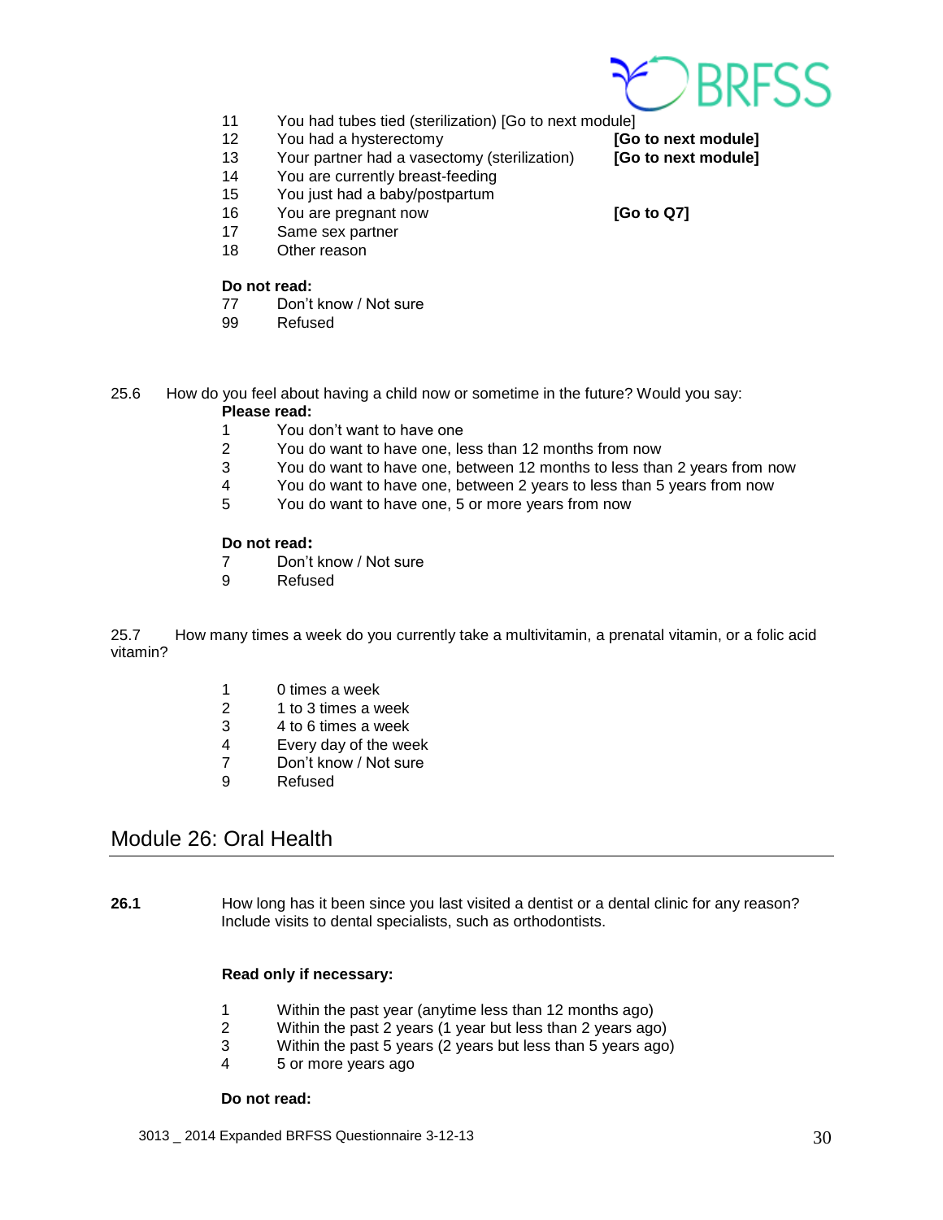11 You had tubes tied (sterilization) [Go to next module]
12 You had a hysterectomy **[Go to next module]**
13 Your partner had a vasectomy (sterilization) **[Go to next module]**
14 You are currently breast-feeding
15 You just had a baby/postpartum
16 You are pregnant now **[Go to Q7]**
17 Same sex partner
18 Other reason

**Do not read:**
77 Don't know / Not sure
99 Refused

25.6 How do you feel about having a child now or sometime in the future? Would you say:

**Please read:**
1 You don't want to have one
2 You do want to have one, less than 12 months from now
3 You do want to have one, between 12 months to less than 2 years from now
4 You do want to have one, between 2 years to less than 5 years from now
5 You do want to have one, 5 or more years from now

**Do not read:**
7 Don't know / Not sure
9 Refused

25.7 How many times a week do you currently take a multivitamin, a prenatal vitamin, or a folic acid vitamin?

1 0 times a week
2 1 to 3 times a week
3 4 to 6 times a week
4 Every day of the week
7 Don't know / Not sure
9 Refused

## Module 26: Oral Health

**26.1** How long has it been since you last visited a dentist or a dental clinic for any reason? Include visits to dental specialists, such as orthodontists.

**Read only if necessary:**

1 Within the past year (anytime less than 12 months ago)
2 Within the past 2 years (1 year but less than 2 years ago)
3 Within the past 5 years (2 years but less than 5 years ago)
4 5 or more years ago

**Do not read:**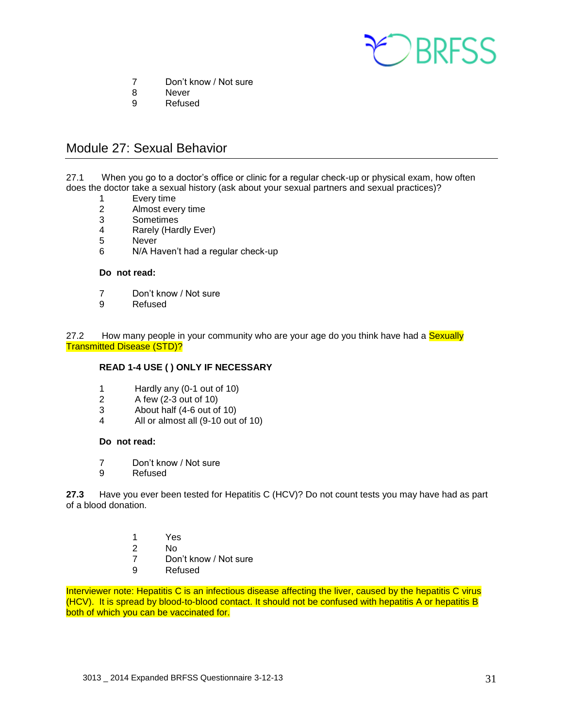7 Don't know / Not sure
8 Never
9 Refused

## Module 27: Sexual Behavior

27.1 When you go to a doctor's office or clinic for a regular check-up or physical exam, how often does the doctor take a sexual history (ask about your sexual partners and sexual practices)?

1 Every time
2 Almost every time
3 Sometimes
4 Rarely (Hardly Ever)
5 Never
6 N/A Haven't had a regular check-up

**Do not read:**

7 Don't know / Not sure
9 Refused

27.2 How many people in your community who are your age do you think have had a Sexually Transmitted Disease (STD)?

**READ 1-4 USE ( ) ONLY IF NECESSARY**

1 Hardly any (0-1 out of 10)
2 A few (2-3 out of 10)
3 About half (4-6 out of 10)
4 All or almost all (9-10 out of 10)

**Do not read:**

7 Don't know / Not sure
9 Refused

**27.3** Have you ever been tested for Hepatitis C (HCV)? Do not count tests you may have had as part of a blood donation.

1 Yes
2 No
7 Don't know / Not sure
9 Refused

Interviewer note: Hepatitis C is an infectious disease affecting the liver, caused by the hepatitis C virus (HCV). It is spread by blood-to-blood contact. It should not be confused with hepatitis A or hepatitis B both of which you can be vaccinated for.

3013 _ 2014 Expanded BRFSS Questionnaire 3-12-13